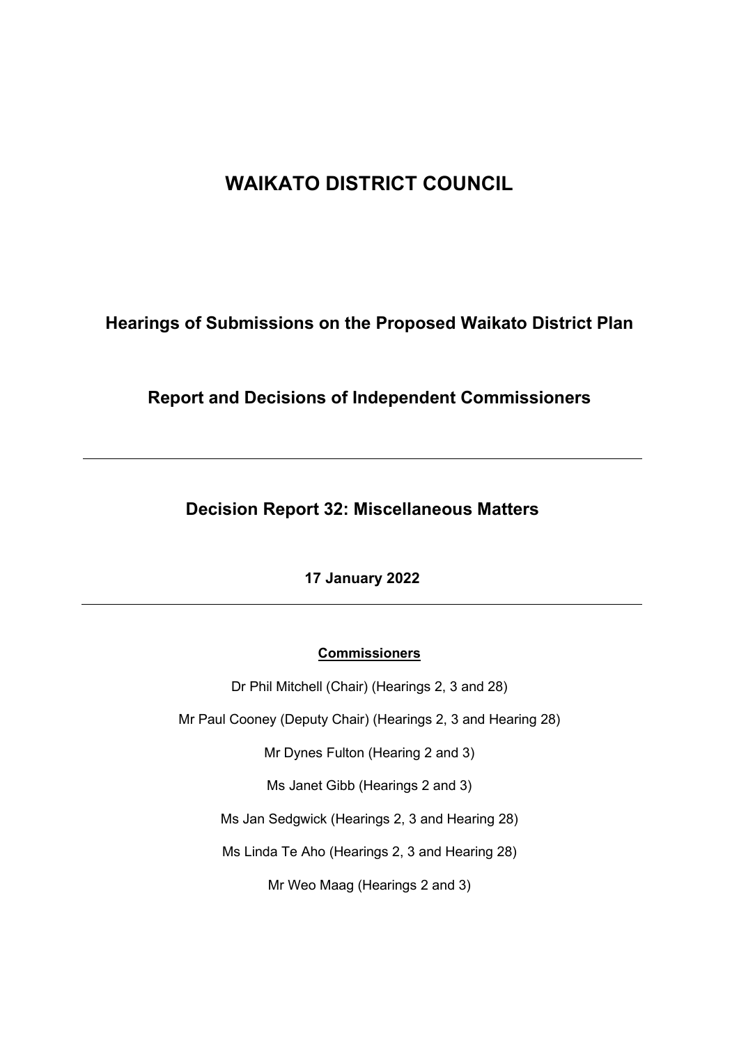# WAIKATO DISTRICT COUNCIL

## Hearings of Submissions on the Proposed Waikato District Plan

## Report and Decisions of Independent Commissioners

---

## Decision Report 32: Miscellaneous Matters

**17 January 2022**

---

**Commissioners**

Dr Phil Mitchell (Chair) (Hearings 2, 3 and 28)

Mr Paul Cooney (Deputy Chair) (Hearings 2, 3 and Hearing 28)

Mr Dynes Fulton (Hearing 2 and 3)

Ms Janet Gibb (Hearings 2 and 3)

Ms Jan Sedgwick (Hearings 2, 3 and Hearing 28)

Ms Linda Te Aho (Hearings 2, 3 and Hearing 28)

Mr Weo Maag (Hearings 2 and 3)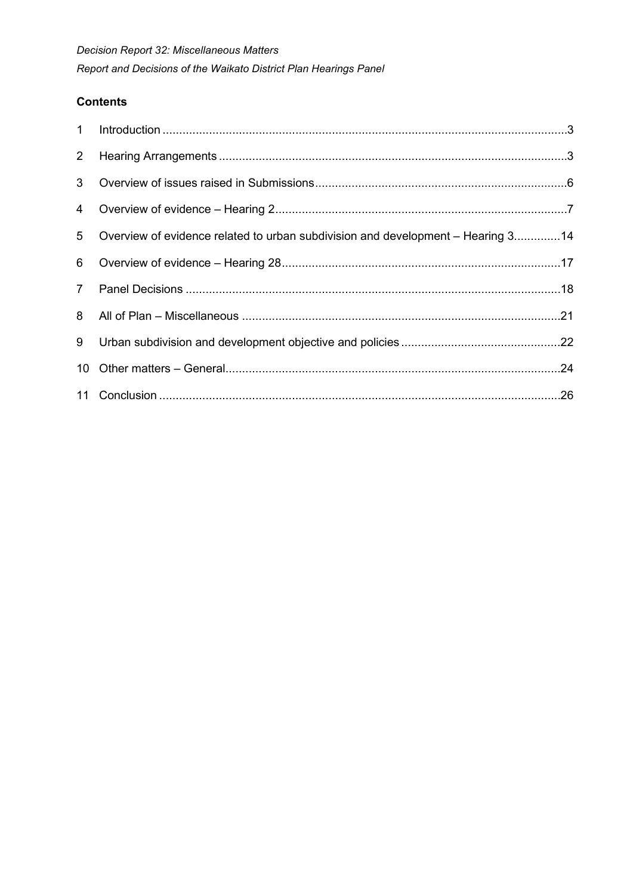## Contents

| | | |
|---|---|---|
| 1 | Introduction | 3 |
| 2 | Hearing Arrangements | 3 |
| 3 | Overview of issues raised in Submissions | 6 |
| 4 | Overview of evidence – Hearing 2 | 7 |
| 5 | Overview of evidence related to urban subdivision and development – Hearing 3 | 14 |
| 6 | Overview of evidence – Hearing 28 | 17 |
| 7 | Panel Decisions | 18 |
| 8 | All of Plan – Miscellaneous | 21 |
| 9 | Urban subdivision and development objective and policies | 22 |
| 10 | Other matters – General | 24 |
| 11 | Conclusion | 26 |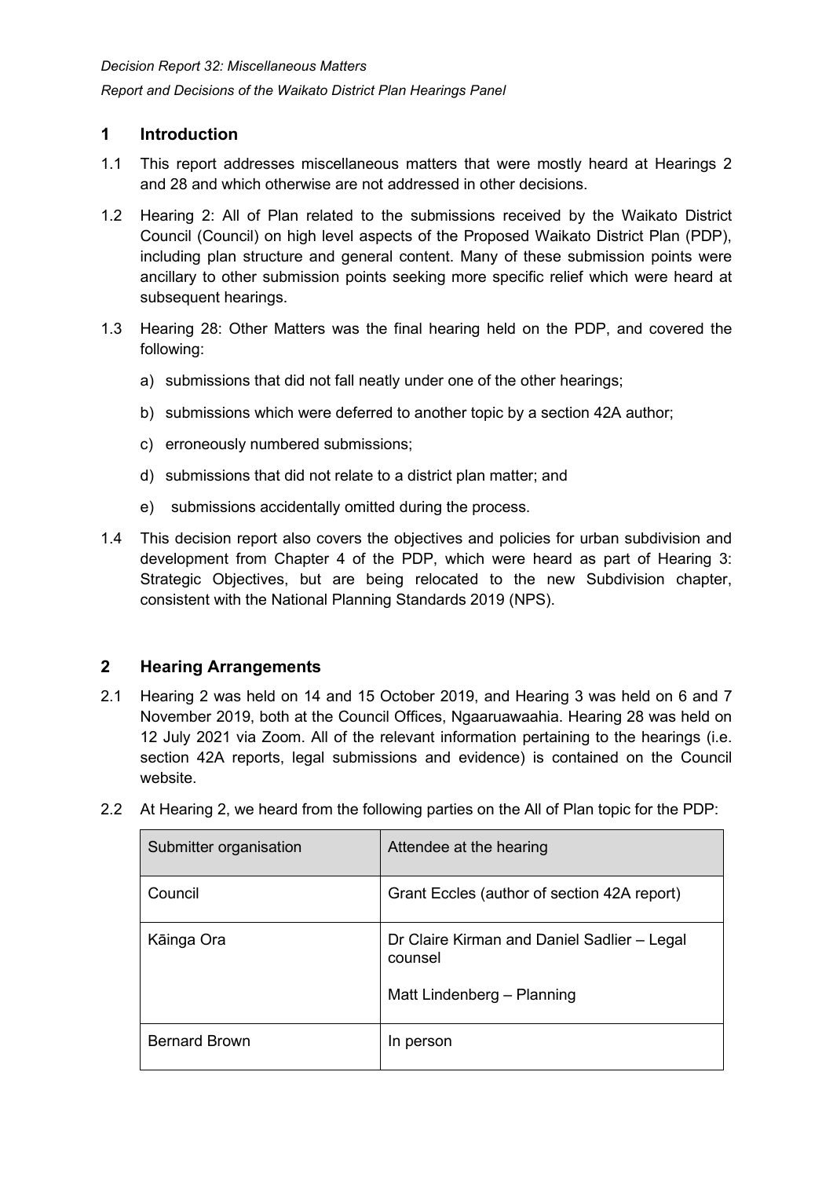## 1 Introduction

1.1 This report addresses miscellaneous matters that were mostly heard at Hearings 2 and 28 and which otherwise are not addressed in other decisions.

1.2 Hearing 2: All of Plan related to the submissions received by the Waikato District Council (Council) on high level aspects of the Proposed Waikato District Plan (PDP), including plan structure and general content. Many of these submission points were ancillary to other submission points seeking more specific relief which were heard at subsequent hearings.

1.3 Hearing 28: Other Matters was the final hearing held on the PDP, and covered the following:

a) submissions that did not fall neatly under one of the other hearings;

b) submissions which were deferred to another topic by a section 42A author;

c) erroneously numbered submissions;

d) submissions that did not relate to a district plan matter; and

e) submissions accidentally omitted during the process.

1.4 This decision report also covers the objectives and policies for urban subdivision and development from Chapter 4 of the PDP, which were heard as part of Hearing 3: Strategic Objectives, but are being relocated to the new Subdivision chapter, consistent with the National Planning Standards 2019 (NPS).

## 2 Hearing Arrangements

2.1 Hearing 2 was held on 14 and 15 October 2019, and Hearing 3 was held on 6 and 7 November 2019, both at the Council Offices, Ngaaruawaahia. Hearing 28 was held on 12 July 2021 via Zoom. All of the relevant information pertaining to the hearings (i.e. section 42A reports, legal submissions and evidence) is contained on the Council website.

2.2 At Hearing 2, we heard from the following parties on the All of Plan topic for the PDP:

| Submitter organisation | Attendee at the hearing |
|---|---|
| Council | Grant Eccles (author of section 42A report) |
| Kāinga Ora | Dr Claire Kirman and Daniel Sadlier – Legal counsel<br><br>Matt Lindenberg – Planning |
| Bernard Brown | In person |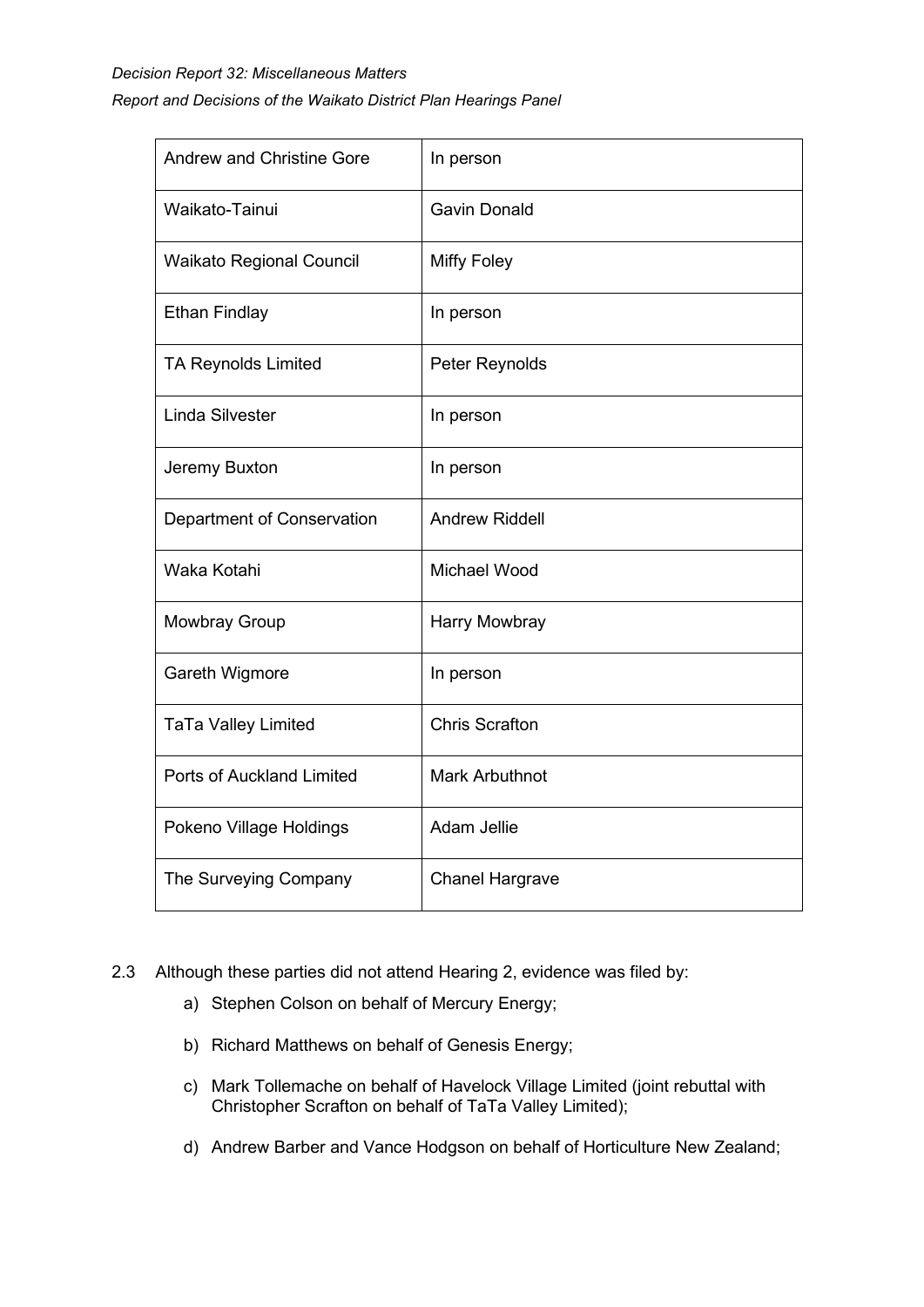| | |
|---|---|
| Andrew and Christine Gore | In person |
| Waikato-Tainui | Gavin Donald |
| Waikato Regional Council | Miffy Foley |
| Ethan Findlay | In person |
| TA Reynolds Limited | Peter Reynolds |
| Linda Silvester | In person |
| Jeremy Buxton | In person |
| Department of Conservation | Andrew Riddell |
| Waka Kotahi | Michael Wood |
| Mowbray Group | Harry Mowbray |
| Gareth Wigmore | In person |
| TaTa Valley Limited | Chris Scrafton |
| Ports of Auckland Limited | Mark Arbuthnot |
| Pokeno Village Holdings | Adam Jellie |
| The Surveying Company | Chanel Hargrave |

2.3 Although these parties did not attend Hearing 2, evidence was filed by:

a) Stephen Colson on behalf of Mercury Energy;

b) Richard Matthews on behalf of Genesis Energy;

c) Mark Tollemache on behalf of Havelock Village Limited (joint rebuttal with Christopher Scrafton on behalf of TaTa Valley Limited);

d) Andrew Barber and Vance Hodgson on behalf of Horticulture New Zealand;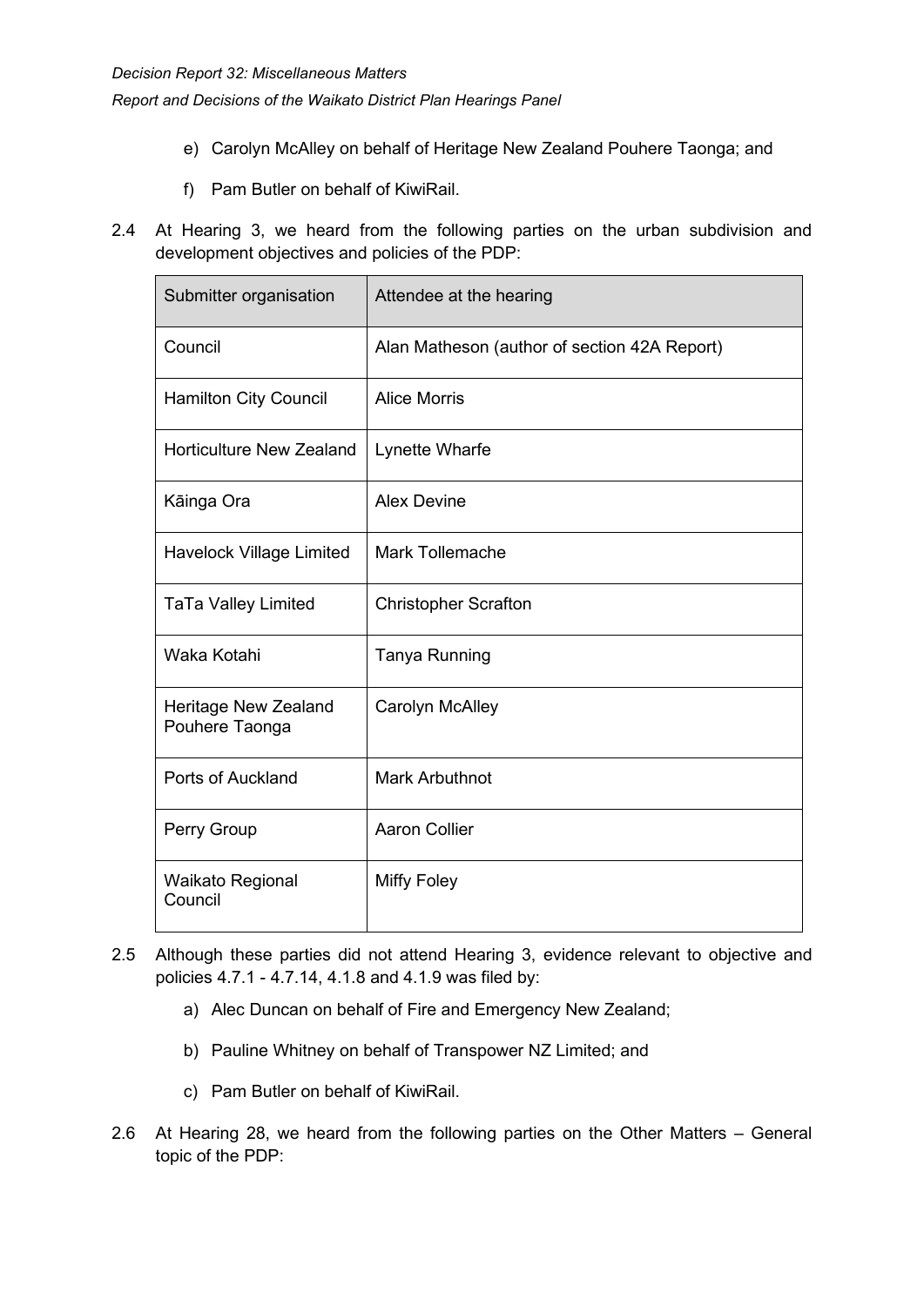e) Carolyn McAlley on behalf of Heritage New Zealand Pouhere Taonga; and

f) Pam Butler on behalf of KiwiRail.

2.4 At Hearing 3, we heard from the following parties on the urban subdivision and development objectives and policies of the PDP:

| Submitter organisation | Attendee at the hearing |
|---|---|
| Council | Alan Matheson (author of section 42A Report) |
| Hamilton City Council | Alice Morris |
| Horticulture New Zealand | Lynette Wharfe |
| Kāinga Ora | Alex Devine |
| Havelock Village Limited | Mark Tollemache |
| TaTa Valley Limited | Christopher Scrafton |
| Waka Kotahi | Tanya Running |
| Heritage New Zealand Pouhere Taonga | Carolyn McAlley |
| Ports of Auckland | Mark Arbuthnot |
| Perry Group | Aaron Collier |
| Waikato Regional Council | Miffy Foley |

2.5 Although these parties did not attend Hearing 3, evidence relevant to objective and policies 4.7.1 - 4.7.14, 4.1.8 and 4.1.9 was filed by:

a) Alec Duncan on behalf of Fire and Emergency New Zealand;

b) Pauline Whitney on behalf of Transpower NZ Limited; and

c) Pam Butler on behalf of KiwiRail.

2.6 At Hearing 28, we heard from the following parties on the Other Matters – General topic of the PDP: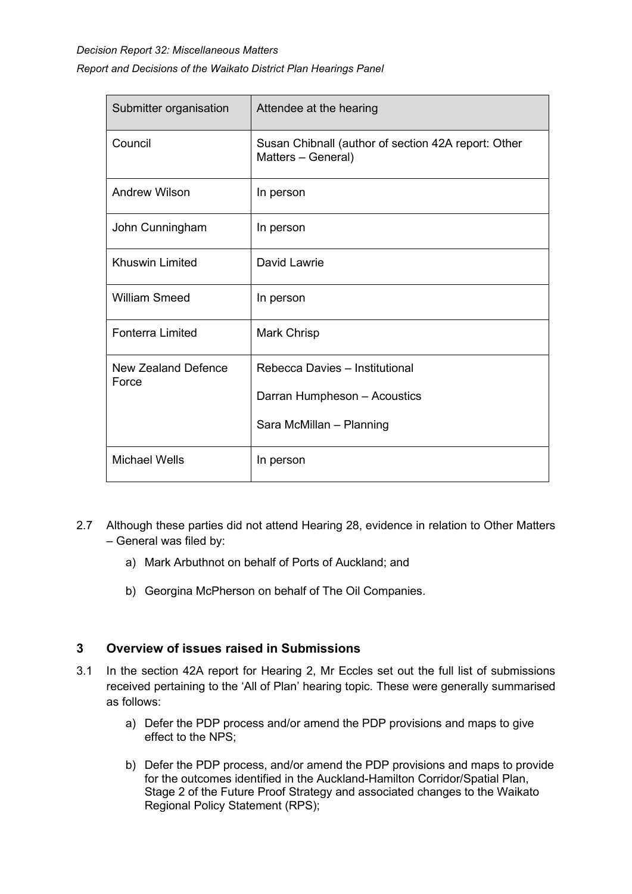| Submitter organisation | Attendee at the hearing |
|---|---|
| Council | Susan Chibnall (author of section 42A report: Other Matters – General) |
| Andrew Wilson | In person |
| John Cunningham | In person |
| Khuswin Limited | David Lawrie |
| William Smeed | In person |
| Fonterra Limited | Mark Chrisp |
| New Zealand Defence Force | Rebecca Davies – Institutional<br>Darran Humpheson – Acoustics<br>Sara McMillan – Planning |
| Michael Wells | In person |

2.7 Although these parties did not attend Hearing 28, evidence in relation to Other Matters – General was filed by:

a) Mark Arbuthnot on behalf of Ports of Auckland; and

b) Georgina McPherson on behalf of The Oil Companies.

## 3 Overview of issues raised in Submissions

3.1 In the section 42A report for Hearing 2, Mr Eccles set out the full list of submissions received pertaining to the 'All of Plan' hearing topic. These were generally summarised as follows:

a) Defer the PDP process and/or amend the PDP provisions and maps to give effect to the NPS;

b) Defer the PDP process, and/or amend the PDP provisions and maps to provide for the outcomes identified in the Auckland-Hamilton Corridor/Spatial Plan, Stage 2 of the Future Proof Strategy and associated changes to the Waikato Regional Policy Statement (RPS);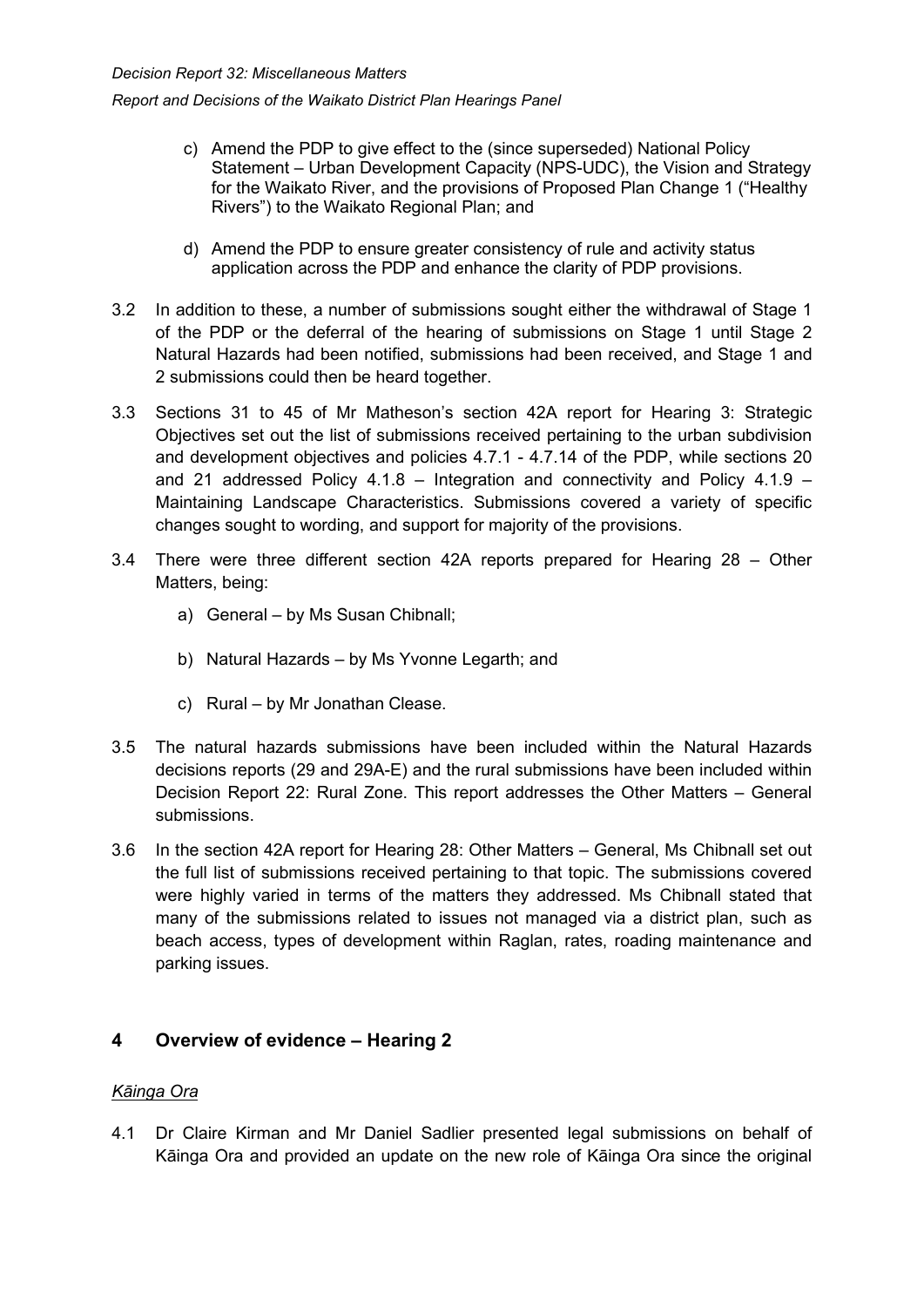c) Amend the PDP to give effect to the (since superseded) National Policy Statement – Urban Development Capacity (NPS-UDC), the Vision and Strategy for the Waikato River, and the provisions of Proposed Plan Change 1 ("Healthy Rivers") to the Waikato Regional Plan; and

d) Amend the PDP to ensure greater consistency of rule and activity status application across the PDP and enhance the clarity of PDP provisions.

3.2 In addition to these, a number of submissions sought either the withdrawal of Stage 1 of the PDP or the deferral of the hearing of submissions on Stage 1 until Stage 2 Natural Hazards had been notified, submissions had been received, and Stage 1 and 2 submissions could then be heard together.

3.3 Sections 31 to 45 of Mr Matheson's section 42A report for Hearing 3: Strategic Objectives set out the list of submissions received pertaining to the urban subdivision and development objectives and policies 4.7.1 - 4.7.14 of the PDP, while sections 20 and 21 addressed Policy 4.1.8 – Integration and connectivity and Policy 4.1.9 – Maintaining Landscape Characteristics. Submissions covered a variety of specific changes sought to wording, and support for majority of the provisions.

3.4 There were three different section 42A reports prepared for Hearing 28 – Other Matters, being:

a) General – by Ms Susan Chibnall;

b) Natural Hazards – by Ms Yvonne Legarth; and

c) Rural – by Mr Jonathan Clease.

3.5 The natural hazards submissions have been included within the Natural Hazards decisions reports (29 and 29A-E) and the rural submissions have been included within Decision Report 22: Rural Zone. This report addresses the Other Matters – General submissions.

3.6 In the section 42A report for Hearing 28: Other Matters – General, Ms Chibnall set out the full list of submissions received pertaining to that topic. The submissions covered were highly varied in terms of the matters they addressed. Ms Chibnall stated that many of the submissions related to issues not managed via a district plan, such as beach access, types of development within Raglan, rates, roading maintenance and parking issues.

## 4 Overview of evidence – Hearing 2

*Kāinga Ora*

4.1 Dr Claire Kirman and Mr Daniel Sadlier presented legal submissions on behalf of Kāinga Ora and provided an update on the new role of Kāinga Ora since the original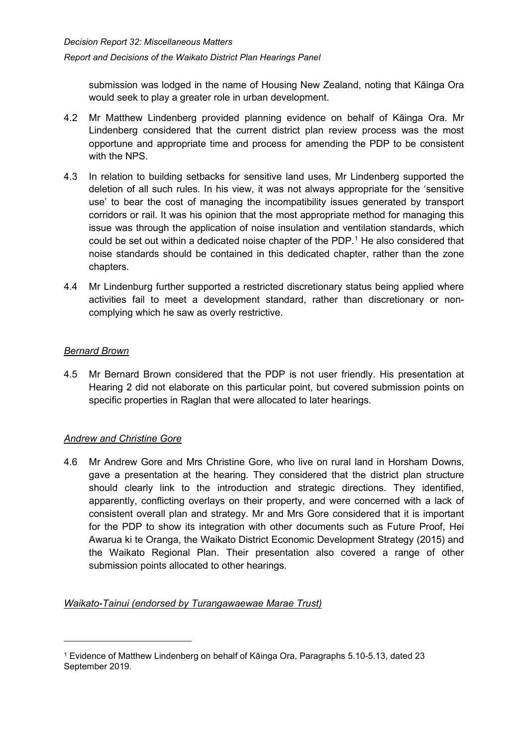submission was lodged in the name of Housing New Zealand, noting that Kāinga Ora would seek to play a greater role in urban development.

4.2 Mr Matthew Lindenberg provided planning evidence on behalf of Kāinga Ora. Mr Lindenberg considered that the current district plan review process was the most opportune and appropriate time and process for amending the PDP to be consistent with the NPS.

4.3 In relation to building setbacks for sensitive land uses, Mr Lindenberg supported the deletion of all such rules. In his view, it was not always appropriate for the 'sensitive use' to bear the cost of managing the incompatibility issues generated by transport corridors or rail. It was his opinion that the most appropriate method for managing this issue was through the application of noise insulation and ventilation standards, which could be set out within a dedicated noise chapter of the PDP.[1] He also considered that noise standards should be contained in this dedicated chapter, rather than the zone chapters.

4.4 Mr Lindenburg further supported a restricted discretionary status being applied where activities fail to meet a development standard, rather than discretionary or non-complying which he saw as overly restrictive.

*Bernard Brown*

4.5 Mr Bernard Brown considered that the PDP is not user friendly. His presentation at Hearing 2 did not elaborate on this particular point, but covered submission points on specific properties in Raglan that were allocated to later hearings.

*Andrew and Christine Gore*

4.6 Mr Andrew Gore and Mrs Christine Gore, who live on rural land in Horsham Downs, gave a presentation at the hearing. They considered that the district plan structure should clearly link to the introduction and strategic directions. They identified, apparently, conflicting overlays on their property, and were concerned with a lack of consistent overall plan and strategy. Mr and Mrs Gore considered that it is important for the PDP to show its integration with other documents such as Future Proof, Hei Awarua ki te Oranga, the Waikato District Economic Development Strategy (2015) and the Waikato Regional Plan. Their presentation also covered a range of other submission points allocated to other hearings.

*Waikato-Tainui (endorsed by Turangawaewae Marae Trust)*

[1] Evidence of Matthew Lindenberg on behalf of Kāinga Ora, Paragraphs 5.10-5.13, dated 23 September 2019.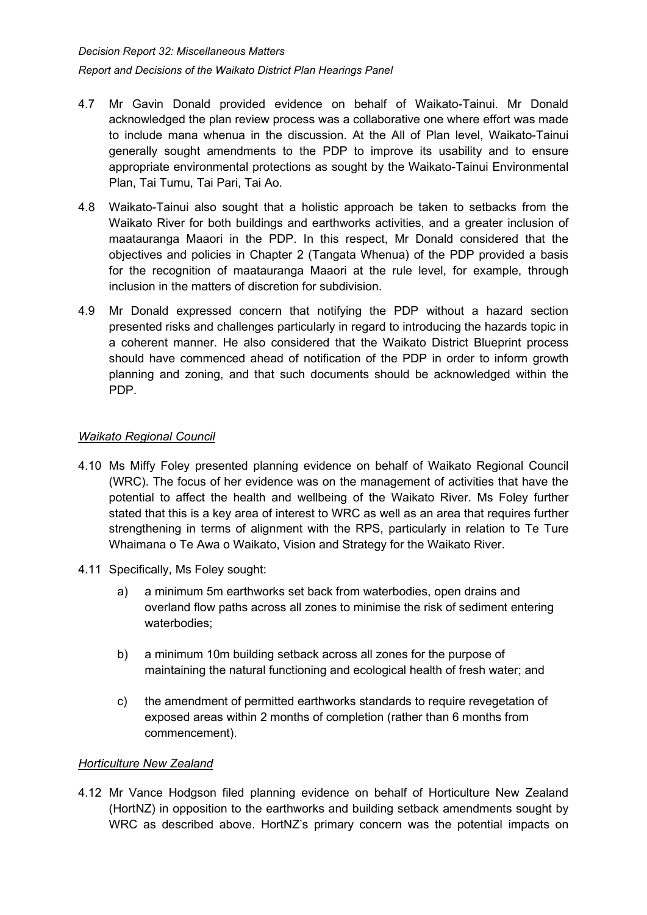4.7 Mr Gavin Donald provided evidence on behalf of Waikato-Tainui. Mr Donald acknowledged the plan review process was a collaborative one where effort was made to include mana whenua in the discussion. At the All of Plan level, Waikato-Tainui generally sought amendments to the PDP to improve its usability and to ensure appropriate environmental protections as sought by the Waikato-Tainui Environmental Plan, Tai Tumu, Tai Pari, Tai Ao.

4.8 Waikato-Tainui also sought that a holistic approach be taken to setbacks from the Waikato River for both buildings and earthworks activities, and a greater inclusion of maatauranga Maaori in the PDP. In this respect, Mr Donald considered that the objectives and policies in Chapter 2 (Tangata Whenua) of the PDP provided a basis for the recognition of maatauranga Maaori at the rule level, for example, through inclusion in the matters of discretion for subdivision.

4.9 Mr Donald expressed concern that notifying the PDP without a hazard section presented risks and challenges particularly in regard to introducing the hazards topic in a coherent manner. He also considered that the Waikato District Blueprint process should have commenced ahead of notification of the PDP in order to inform growth planning and zoning, and that such documents should be acknowledged within the PDP.

*Waikato Regional Council*

4.10 Ms Miffy Foley presented planning evidence on behalf of Waikato Regional Council (WRC). The focus of her evidence was on the management of activities that have the potential to affect the health and wellbeing of the Waikato River. Ms Foley further stated that this is a key area of interest to WRC as well as an area that requires further strengthening in terms of alignment with the RPS, particularly in relation to Te Ture Whaimana o Te Awa o Waikato, Vision and Strategy for the Waikato River.

4.11 Specifically, Ms Foley sought:

a) a minimum 5m earthworks set back from waterbodies, open drains and overland flow paths across all zones to minimise the risk of sediment entering waterbodies;

b) a minimum 10m building setback across all zones for the purpose of maintaining the natural functioning and ecological health of fresh water; and

c) the amendment of permitted earthworks standards to require revegetation of exposed areas within 2 months of completion (rather than 6 months from commencement).

*Horticulture New Zealand*

4.12 Mr Vance Hodgson filed planning evidence on behalf of Horticulture New Zealand (HortNZ) in opposition to the earthworks and building setback amendments sought by WRC as described above. HortNZ's primary concern was the potential impacts on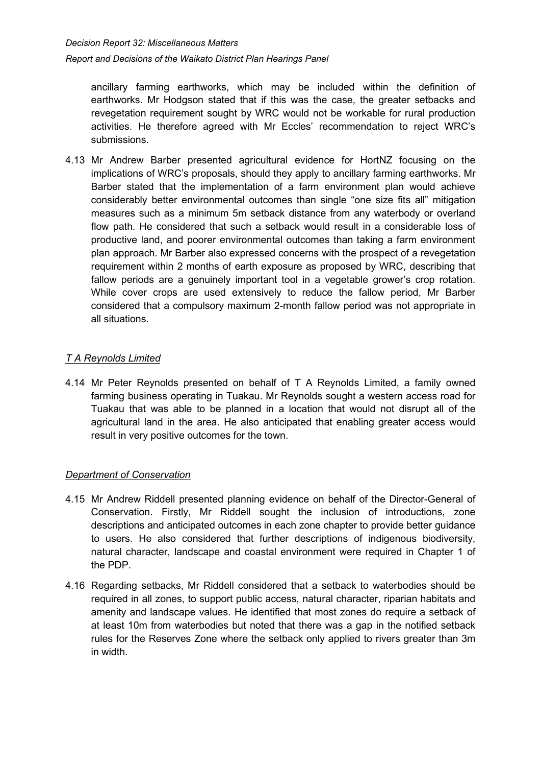ancillary farming earthworks, which may be included within the definition of earthworks. Mr Hodgson stated that if this was the case, the greater setbacks and revegetation requirement sought by WRC would not be workable for rural production activities. He therefore agreed with Mr Eccles' recommendation to reject WRC's submissions.

4.13 Mr Andrew Barber presented agricultural evidence for HortNZ focusing on the implications of WRC's proposals, should they apply to ancillary farming earthworks. Mr Barber stated that the implementation of a farm environment plan would achieve considerably better environmental outcomes than single "one size fits all" mitigation measures such as a minimum 5m setback distance from any waterbody or overland flow path. He considered that such a setback would result in a considerable loss of productive land, and poorer environmental outcomes than taking a farm environment plan approach. Mr Barber also expressed concerns with the prospect of a revegetation requirement within 2 months of earth exposure as proposed by WRC, describing that fallow periods are a genuinely important tool in a vegetable grower's crop rotation. While cover crops are used extensively to reduce the fallow period, Mr Barber considered that a compulsory maximum 2-month fallow period was not appropriate in all situations.

*T A Reynolds Limited*

4.14 Mr Peter Reynolds presented on behalf of T A Reynolds Limited, a family owned farming business operating in Tuakau. Mr Reynolds sought a western access road for Tuakau that was able to be planned in a location that would not disrupt all of the agricultural land in the area. He also anticipated that enabling greater access would result in very positive outcomes for the town.

*Department of Conservation*

4.15 Mr Andrew Riddell presented planning evidence on behalf of the Director-General of Conservation. Firstly, Mr Riddell sought the inclusion of introductions, zone descriptions and anticipated outcomes in each zone chapter to provide better guidance to users. He also considered that further descriptions of indigenous biodiversity, natural character, landscape and coastal environment were required in Chapter 1 of the PDP.

4.16 Regarding setbacks, Mr Riddell considered that a setback to waterbodies should be required in all zones, to support public access, natural character, riparian habitats and amenity and landscape values. He identified that most zones do require a setback of at least 10m from waterbodies but noted that there was a gap in the notified setback rules for the Reserves Zone where the setback only applied to rivers greater than 3m in width.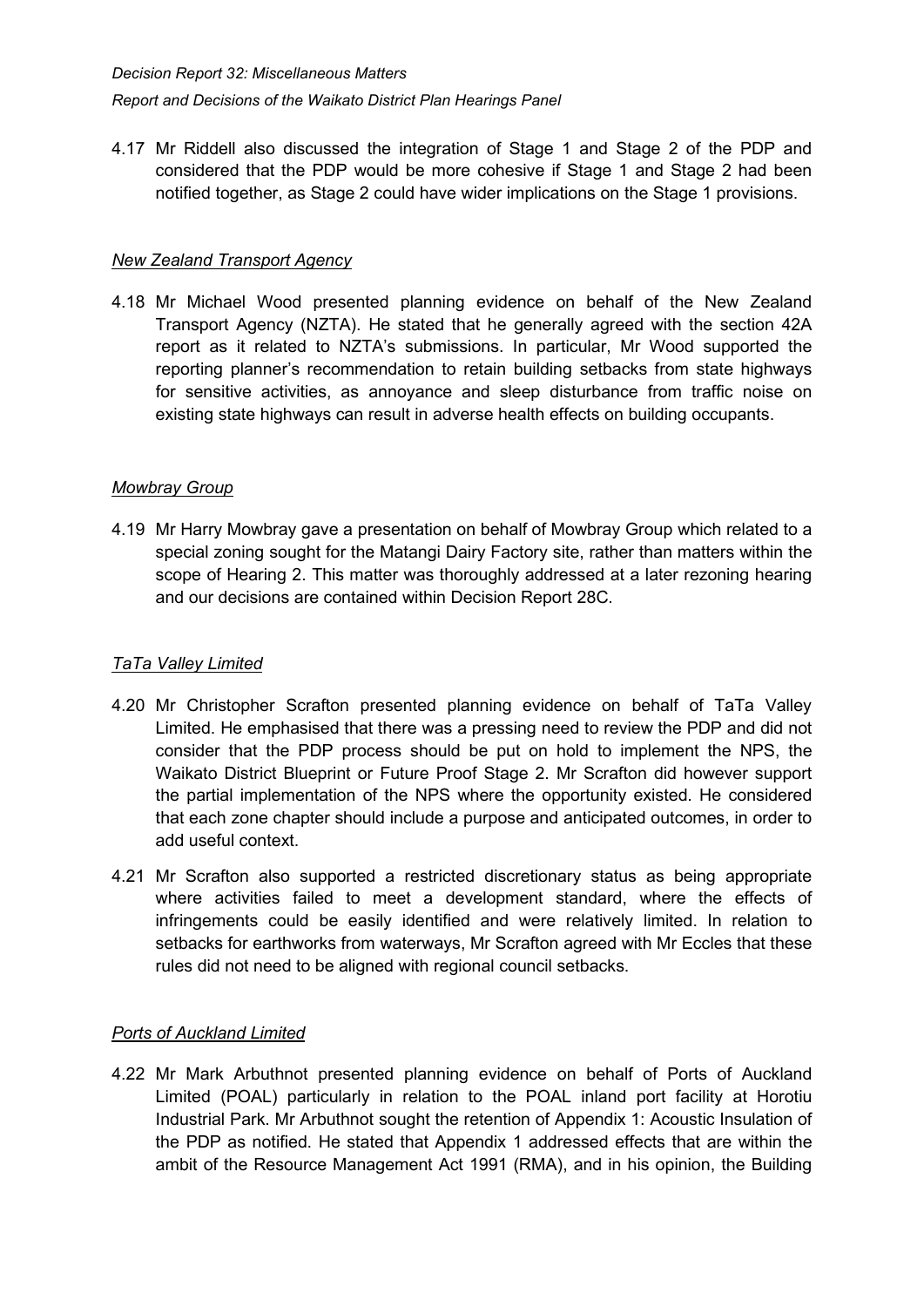4.17 Mr Riddell also discussed the integration of Stage 1 and Stage 2 of the PDP and considered that the PDP would be more cohesive if Stage 1 and Stage 2 had been notified together, as Stage 2 could have wider implications on the Stage 1 provisions.

*New Zealand Transport Agency*

4.18 Mr Michael Wood presented planning evidence on behalf of the New Zealand Transport Agency (NZTA). He stated that he generally agreed with the section 42A report as it related to NZTA's submissions. In particular, Mr Wood supported the reporting planner's recommendation to retain building setbacks from state highways for sensitive activities, as annoyance and sleep disturbance from traffic noise on existing state highways can result in adverse health effects on building occupants.

*Mowbray Group*

4.19 Mr Harry Mowbray gave a presentation on behalf of Mowbray Group which related to a special zoning sought for the Matangi Dairy Factory site, rather than matters within the scope of Hearing 2. This matter was thoroughly addressed at a later rezoning hearing and our decisions are contained within Decision Report 28C.

*TaTa Valley Limited*

4.20 Mr Christopher Scrafton presented planning evidence on behalf of TaTa Valley Limited. He emphasised that there was a pressing need to review the PDP and did not consider that the PDP process should be put on hold to implement the NPS, the Waikato District Blueprint or Future Proof Stage 2. Mr Scrafton did however support the partial implementation of the NPS where the opportunity existed. He considered that each zone chapter should include a purpose and anticipated outcomes, in order to add useful context.

4.21 Mr Scrafton also supported a restricted discretionary status as being appropriate where activities failed to meet a development standard, where the effects of infringements could be easily identified and were relatively limited. In relation to setbacks for earthworks from waterways, Mr Scrafton agreed with Mr Eccles that these rules did not need to be aligned with regional council setbacks.

*Ports of Auckland Limited*

4.22 Mr Mark Arbuthnot presented planning evidence on behalf of Ports of Auckland Limited (POAL) particularly in relation to the POAL inland port facility at Horotiu Industrial Park. Mr Arbuthnot sought the retention of Appendix 1: Acoustic Insulation of the PDP as notified. He stated that Appendix 1 addressed effects that are within the ambit of the Resource Management Act 1991 (RMA), and in his opinion, the Building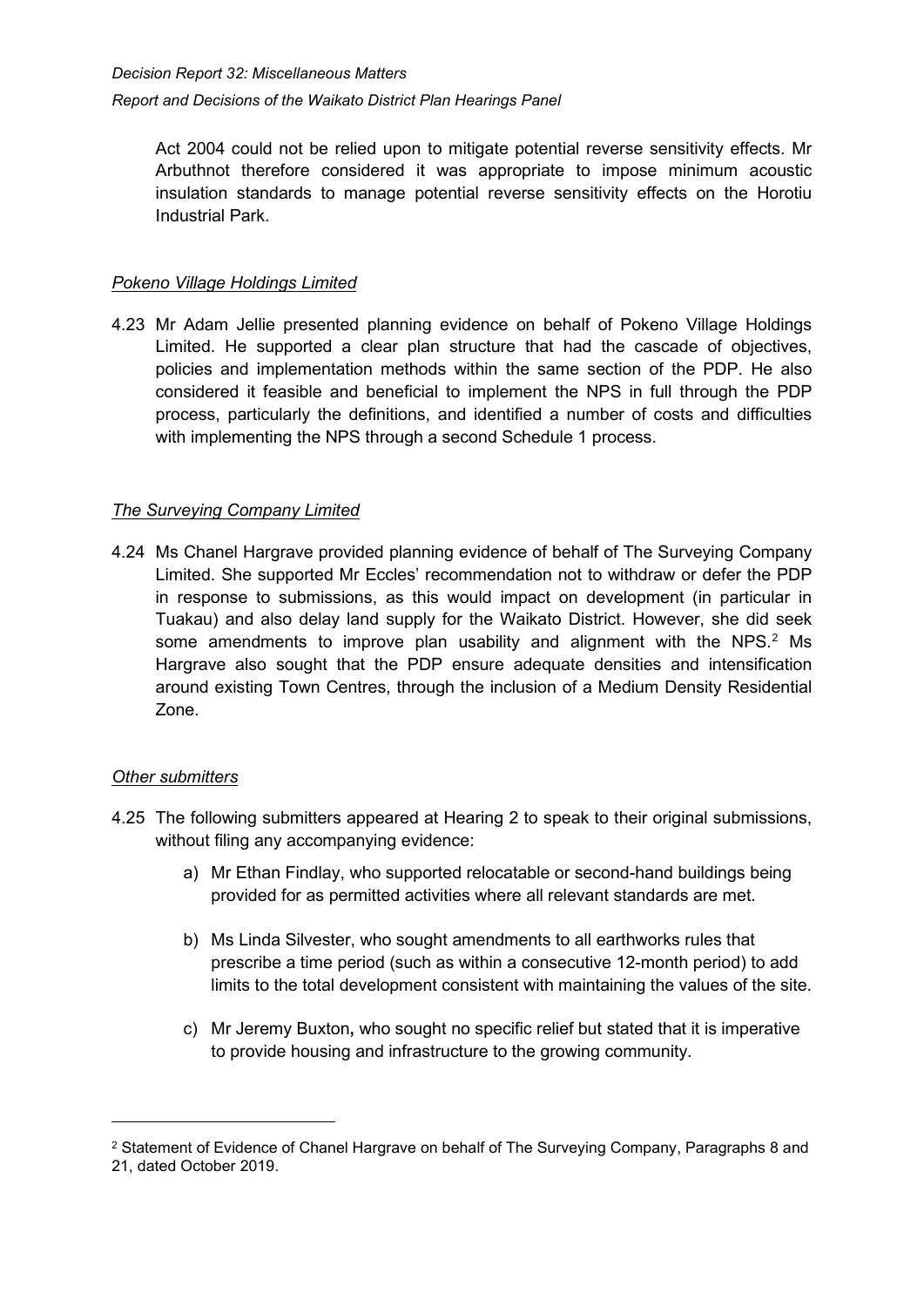Act 2004 could not be relied upon to mitigate potential reverse sensitivity effects. Mr Arbuthnot therefore considered it was appropriate to impose minimum acoustic insulation standards to manage potential reverse sensitivity effects on the Horotiu Industrial Park.

*Pokeno Village Holdings Limited*

4.23 Mr Adam Jellie presented planning evidence on behalf of Pokeno Village Holdings Limited. He supported a clear plan structure that had the cascade of objectives, policies and implementation methods within the same section of the PDP. He also considered it feasible and beneficial to implement the NPS in full through the PDP process, particularly the definitions, and identified a number of costs and difficulties with implementing the NPS through a second Schedule 1 process.

*The Surveying Company Limited*

4.24 Ms Chanel Hargrave provided planning evidence of behalf of The Surveying Company Limited. She supported Mr Eccles' recommendation not to withdraw or defer the PDP in response to submissions, as this would impact on development (in particular in Tuakau) and also delay land supply for the Waikato District. However, she did seek some amendments to improve plan usability and alignment with the NPS.[2] Ms Hargrave also sought that the PDP ensure adequate densities and intensification around existing Town Centres, through the inclusion of a Medium Density Residential Zone.

*Other submitters*

4.25 The following submitters appeared at Hearing 2 to speak to their original submissions, without filing any accompanying evidence:

a) Mr Ethan Findlay, who supported relocatable or second-hand buildings being provided for as permitted activities where all relevant standards are met.

b) Ms Linda Silvester, who sought amendments to all earthworks rules that prescribe a time period (such as within a consecutive 12-month period) to add limits to the total development consistent with maintaining the values of the site.

c) Mr Jeremy Buxton**,** who sought no specific relief but stated that it is imperative to provide housing and infrastructure to the growing community.

[2] Statement of Evidence of Chanel Hargrave on behalf of The Surveying Company, Paragraphs 8 and 21, dated October 2019.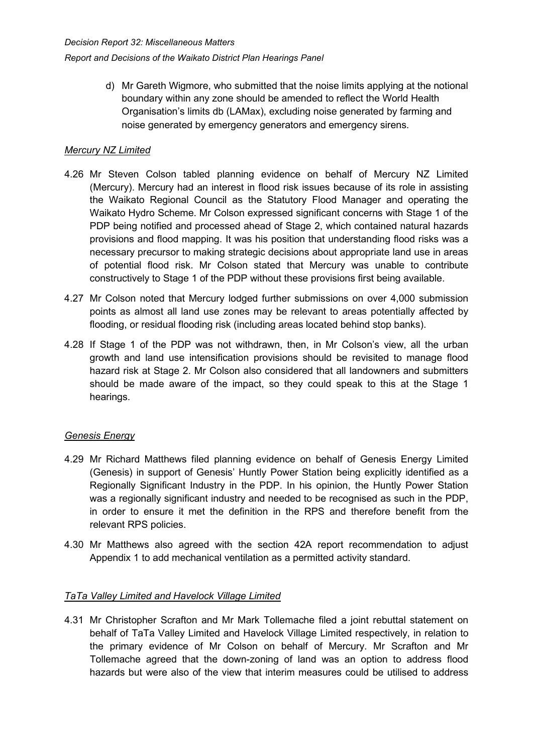d) Mr Gareth Wigmore, who submitted that the noise limits applying at the notional boundary within any zone should be amended to reflect the World Health Organisation's limits db (LAMax), excluding noise generated by farming and noise generated by emergency generators and emergency sirens.

*Mercury NZ Limited*

4.26 Mr Steven Colson tabled planning evidence on behalf of Mercury NZ Limited (Mercury). Mercury had an interest in flood risk issues because of its role in assisting the Waikato Regional Council as the Statutory Flood Manager and operating the Waikato Hydro Scheme. Mr Colson expressed significant concerns with Stage 1 of the PDP being notified and processed ahead of Stage 2, which contained natural hazards provisions and flood mapping. It was his position that understanding flood risks was a necessary precursor to making strategic decisions about appropriate land use in areas of potential flood risk. Mr Colson stated that Mercury was unable to contribute constructively to Stage 1 of the PDP without these provisions first being available.

4.27 Mr Colson noted that Mercury lodged further submissions on over 4,000 submission points as almost all land use zones may be relevant to areas potentially affected by flooding, or residual flooding risk (including areas located behind stop banks).

4.28 If Stage 1 of the PDP was not withdrawn, then, in Mr Colson's view, all the urban growth and land use intensification provisions should be revisited to manage flood hazard risk at Stage 2. Mr Colson also considered that all landowners and submitters should be made aware of the impact, so they could speak to this at the Stage 1 hearings.

*Genesis Energy*

4.29 Mr Richard Matthews filed planning evidence on behalf of Genesis Energy Limited (Genesis) in support of Genesis' Huntly Power Station being explicitly identified as a Regionally Significant Industry in the PDP. In his opinion, the Huntly Power Station was a regionally significant industry and needed to be recognised as such in the PDP, in order to ensure it met the definition in the RPS and therefore benefit from the relevant RPS policies.

4.30 Mr Matthews also agreed with the section 42A report recommendation to adjust Appendix 1 to add mechanical ventilation as a permitted activity standard.

*TaTa Valley Limited and Havelock Village Limited*

4.31 Mr Christopher Scrafton and Mr Mark Tollemache filed a joint rebuttal statement on behalf of TaTa Valley Limited and Havelock Village Limited respectively, in relation to the primary evidence of Mr Colson on behalf of Mercury. Mr Scrafton and Mr Tollemache agreed that the down-zoning of land was an option to address flood hazards but were also of the view that interim measures could be utilised to address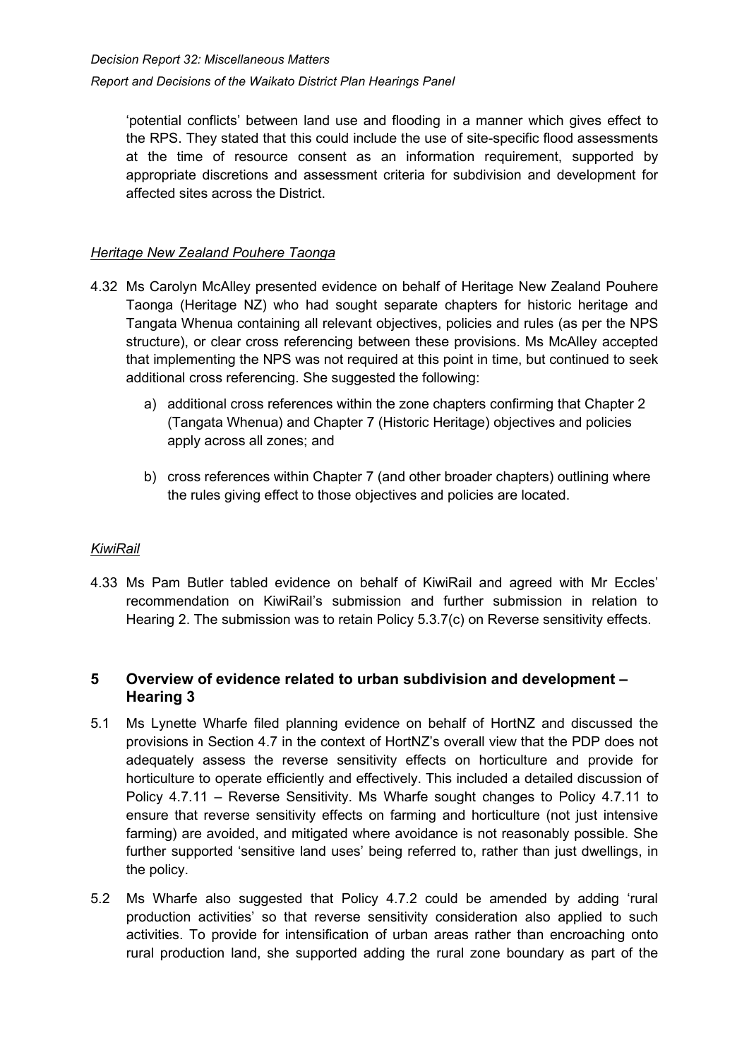'potential conflicts' between land use and flooding in a manner which gives effect to the RPS. They stated that this could include the use of site-specific flood assessments at the time of resource consent as an information requirement, supported by appropriate discretions and assessment criteria for subdivision and development for affected sites across the District.

*Heritage New Zealand Pouhere Taonga*

4.32 Ms Carolyn McAlley presented evidence on behalf of Heritage New Zealand Pouhere Taonga (Heritage NZ) who had sought separate chapters for historic heritage and Tangata Whenua containing all relevant objectives, policies and rules (as per the NPS structure), or clear cross referencing between these provisions. Ms McAlley accepted that implementing the NPS was not required at this point in time, but continued to seek additional cross referencing. She suggested the following:

a) additional cross references within the zone chapters confirming that Chapter 2 (Tangata Whenua) and Chapter 7 (Historic Heritage) objectives and policies apply across all zones; and

b) cross references within Chapter 7 (and other broader chapters) outlining where the rules giving effect to those objectives and policies are located.

*KiwiRail*

4.33 Ms Pam Butler tabled evidence on behalf of KiwiRail and agreed with Mr Eccles' recommendation on KiwiRail's submission and further submission in relation to Hearing 2. The submission was to retain Policy 5.3.7(c) on Reverse sensitivity effects.

## 5 Overview of evidence related to urban subdivision and development – Hearing 3

5.1 Ms Lynette Wharfe filed planning evidence on behalf of HortNZ and discussed the provisions in Section 4.7 in the context of HortNZ's overall view that the PDP does not adequately assess the reverse sensitivity effects on horticulture and provide for horticulture to operate efficiently and effectively. This included a detailed discussion of Policy 4.7.11 – Reverse Sensitivity. Ms Wharfe sought changes to Policy 4.7.11 to ensure that reverse sensitivity effects on farming and horticulture (not just intensive farming) are avoided, and mitigated where avoidance is not reasonably possible. She further supported 'sensitive land uses' being referred to, rather than just dwellings, in the policy.

5.2 Ms Wharfe also suggested that Policy 4.7.2 could be amended by adding 'rural production activities' so that reverse sensitivity consideration also applied to such activities. To provide for intensification of urban areas rather than encroaching onto rural production land, she supported adding the rural zone boundary as part of the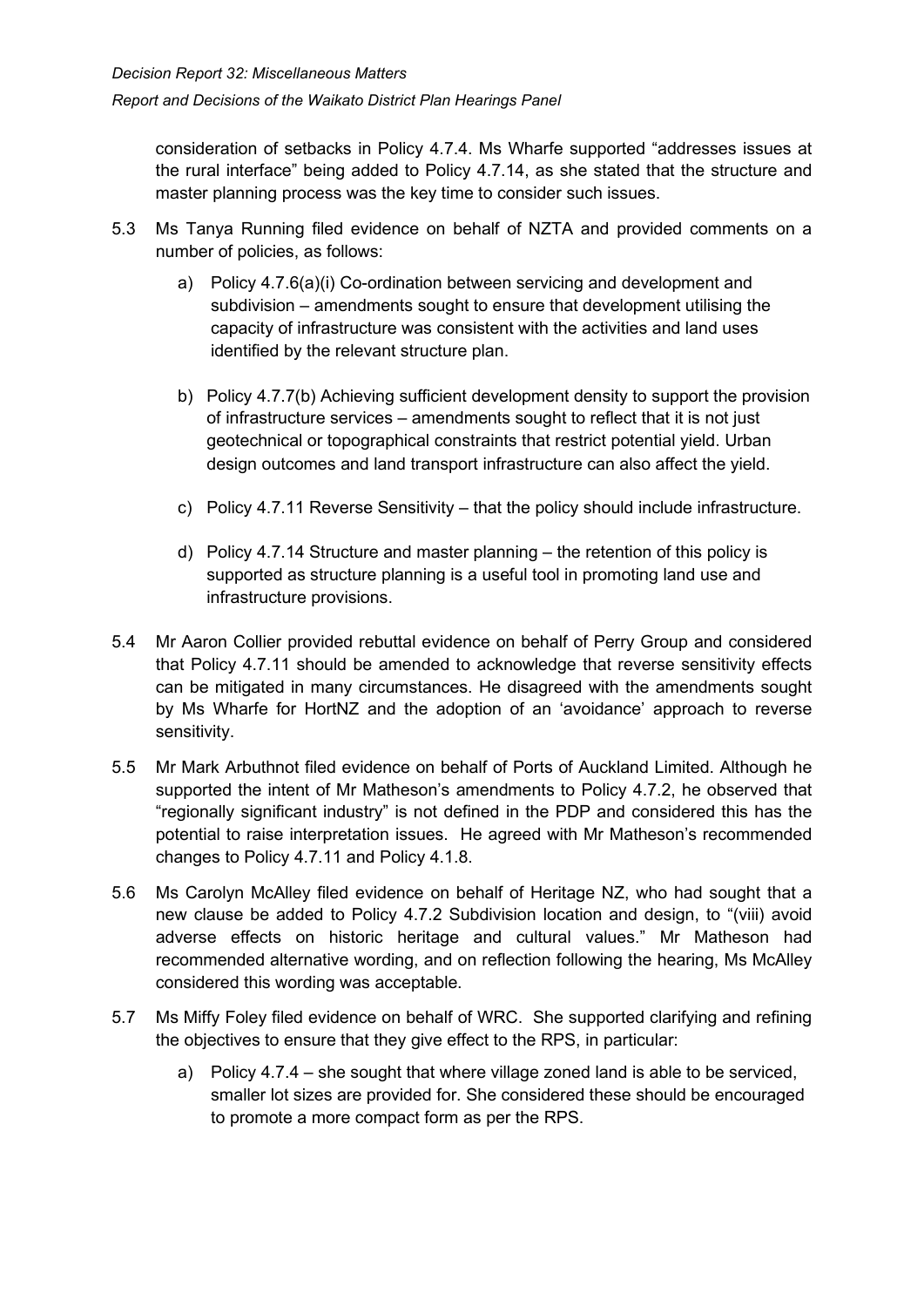consideration of setbacks in Policy 4.7.4. Ms Wharfe supported "addresses issues at the rural interface" being added to Policy 4.7.14, as she stated that the structure and master planning process was the key time to consider such issues.

5.3 Ms Tanya Running filed evidence on behalf of NZTA and provided comments on a number of policies, as follows:

   a) Policy 4.7.6(a)(i) Co-ordination between servicing and development and subdivision – amendments sought to ensure that development utilising the capacity of infrastructure was consistent with the activities and land uses identified by the relevant structure plan.

   b) Policy 4.7.7(b) Achieving sufficient development density to support the provision of infrastructure services – amendments sought to reflect that it is not just geotechnical or topographical constraints that restrict potential yield. Urban design outcomes and land transport infrastructure can also affect the yield.

   c) Policy 4.7.11 Reverse Sensitivity – that the policy should include infrastructure.

   d) Policy 4.7.14 Structure and master planning – the retention of this policy is supported as structure planning is a useful tool in promoting land use and infrastructure provisions.

5.4 Mr Aaron Collier provided rebuttal evidence on behalf of Perry Group and considered that Policy 4.7.11 should be amended to acknowledge that reverse sensitivity effects can be mitigated in many circumstances. He disagreed with the amendments sought by Ms Wharfe for HortNZ and the adoption of an 'avoidance' approach to reverse sensitivity.

5.5 Mr Mark Arbuthnot filed evidence on behalf of Ports of Auckland Limited. Although he supported the intent of Mr Matheson's amendments to Policy 4.7.2, he observed that "regionally significant industry" is not defined in the PDP and considered this has the potential to raise interpretation issues. He agreed with Mr Matheson's recommended changes to Policy 4.7.11 and Policy 4.1.8.

5.6 Ms Carolyn McAlley filed evidence on behalf of Heritage NZ, who had sought that a new clause be added to Policy 4.7.2 Subdivision location and design, to "(viii) avoid adverse effects on historic heritage and cultural values." Mr Matheson had recommended alternative wording, and on reflection following the hearing, Ms McAlley considered this wording was acceptable.

5.7 Ms Miffy Foley filed evidence on behalf of WRC. She supported clarifying and refining the objectives to ensure that they give effect to the RPS, in particular:

   a) Policy 4.7.4 – she sought that where village zoned land is able to be serviced, smaller lot sizes are provided for. She considered these should be encouraged to promote a more compact form as per the RPS.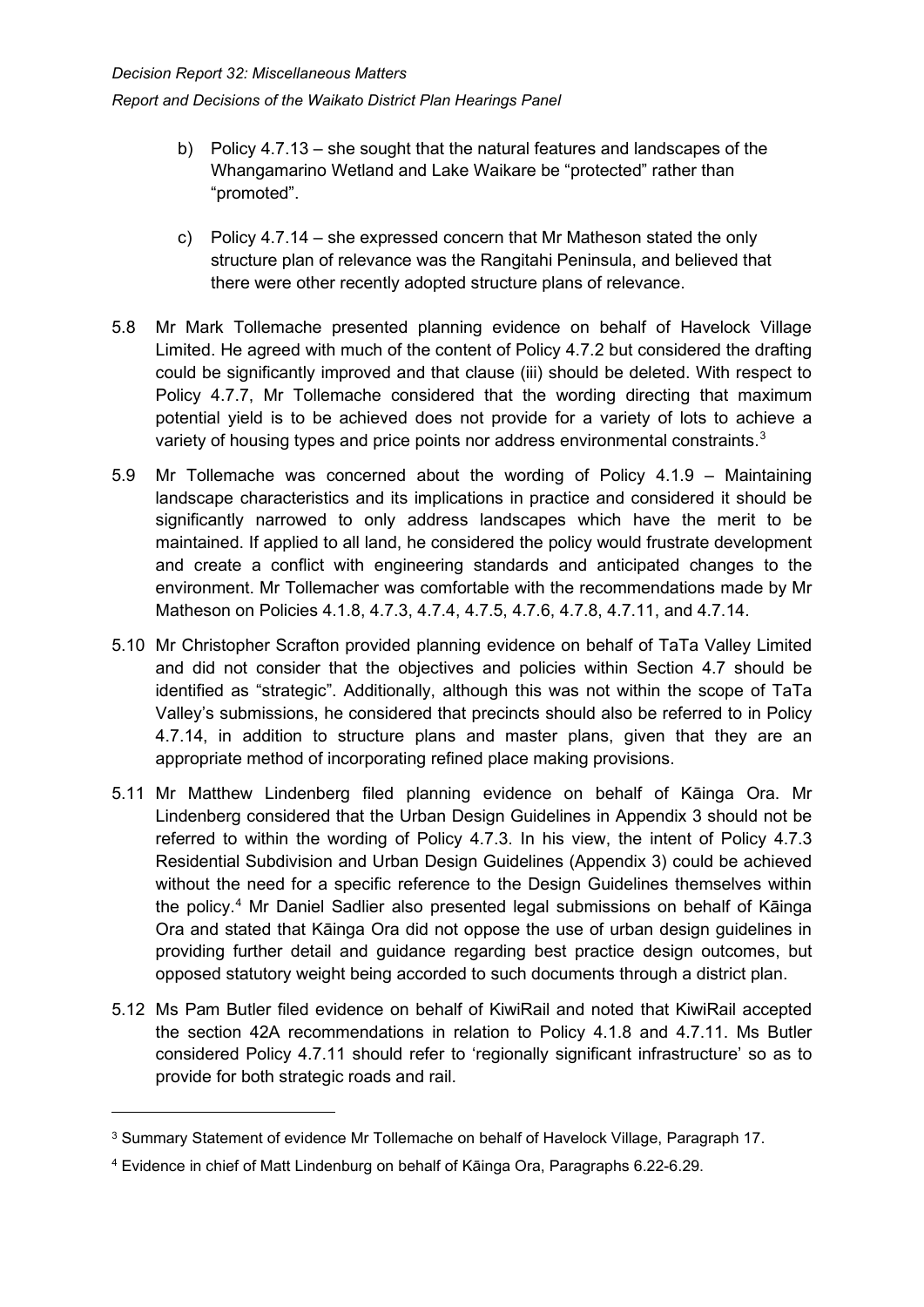b) Policy 4.7.13 – she sought that the natural features and landscapes of the Whangamarino Wetland and Lake Waikare be “protected” rather than “promoted”.

c) Policy 4.7.14 – she expressed concern that Mr Matheson stated the only structure plan of relevance was the Rangitahi Peninsula, and believed that there were other recently adopted structure plans of relevance.

5.8 Mr Mark Tollemache presented planning evidence on behalf of Havelock Village Limited. He agreed with much of the content of Policy 4.7.2 but considered the drafting could be significantly improved and that clause (iii) should be deleted. With respect to Policy 4.7.7, Mr Tollemache considered that the wording directing that maximum potential yield is to be achieved does not provide for a variety of lots to achieve a variety of housing types and price points nor address environmental constraints.[3]

5.9 Mr Tollemache was concerned about the wording of Policy 4.1.9 – Maintaining landscape characteristics and its implications in practice and considered it should be significantly narrowed to only address landscapes which have the merit to be maintained. If applied to all land, he considered the policy would frustrate development and create a conflict with engineering standards and anticipated changes to the environment. Mr Tollemacher was comfortable with the recommendations made by Mr Matheson on Policies 4.1.8, 4.7.3, 4.7.4, 4.7.5, 4.7.6, 4.7.8, 4.7.11, and 4.7.14.

5.10 Mr Christopher Scrafton provided planning evidence on behalf of TaTa Valley Limited and did not consider that the objectives and policies within Section 4.7 should be identified as “strategic”. Additionally, although this was not within the scope of TaTa Valley’s submissions, he considered that precincts should also be referred to in Policy 4.7.14, in addition to structure plans and master plans, given that they are an appropriate method of incorporating refined place making provisions.

5.11 Mr Matthew Lindenberg filed planning evidence on behalf of Kāinga Ora. Mr Lindenberg considered that the Urban Design Guidelines in Appendix 3 should not be referred to within the wording of Policy 4.7.3. In his view, the intent of Policy 4.7.3 Residential Subdivision and Urban Design Guidelines (Appendix 3) could be achieved without the need for a specific reference to the Design Guidelines themselves within the policy.[4] Mr Daniel Sadlier also presented legal submissions on behalf of Kāinga Ora and stated that Kāinga Ora did not oppose the use of urban design guidelines in providing further detail and guidance regarding best practice design outcomes, but opposed statutory weight being accorded to such documents through a district plan.

5.12 Ms Pam Butler filed evidence on behalf of KiwiRail and noted that KiwiRail accepted the section 42A recommendations in relation to Policy 4.1.8 and 4.7.11. Ms Butler considered Policy 4.7.11 should refer to ‘regionally significant infrastructure’ so as to provide for both strategic roads and rail.

[3] Summary Statement of evidence Mr Tollemache on behalf of Havelock Village, Paragraph 17.

[4] Evidence in chief of Matt Lindenburg on behalf of Kāinga Ora, Paragraphs 6.22-6.29.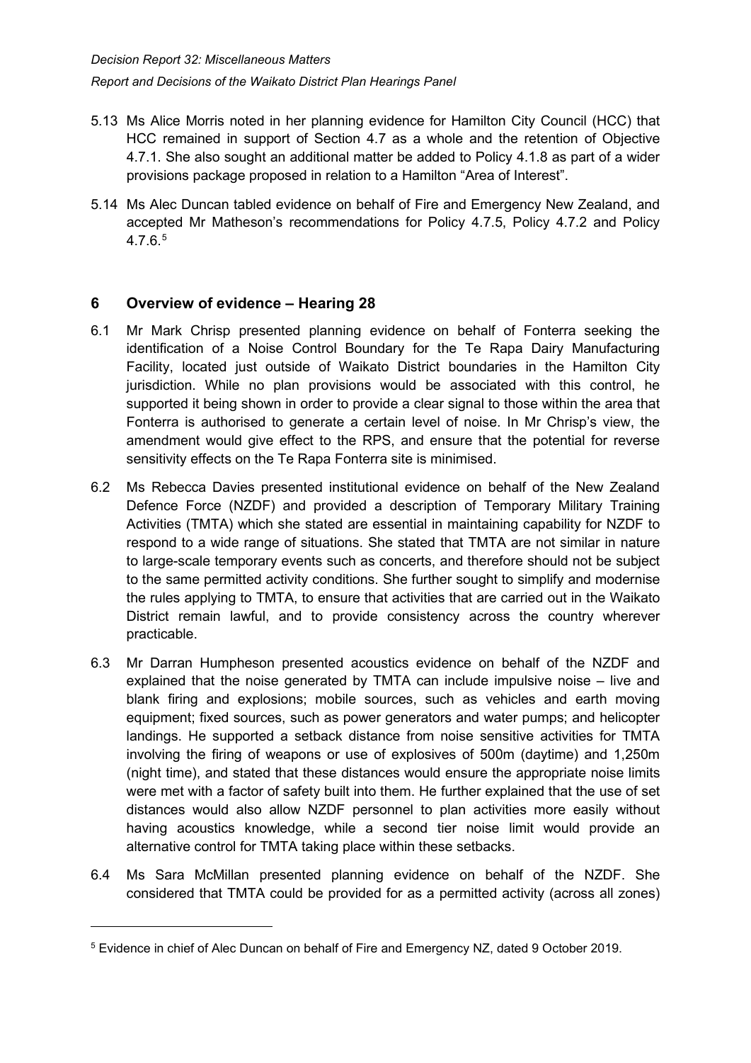5.13 Ms Alice Morris noted in her planning evidence for Hamilton City Council (HCC) that HCC remained in support of Section 4.7 as a whole and the retention of Objective 4.7.1. She also sought an additional matter be added to Policy 4.1.8 as part of a wider provisions package proposed in relation to a Hamilton "Area of Interest".

5.14 Ms Alec Duncan tabled evidence on behalf of Fire and Emergency New Zealand, and accepted Mr Matheson's recommendations for Policy 4.7.5, Policy 4.7.2 and Policy 4.7.6.[5]

## 6 Overview of evidence – Hearing 28

6.1 Mr Mark Chrisp presented planning evidence on behalf of Fonterra seeking the identification of a Noise Control Boundary for the Te Rapa Dairy Manufacturing Facility, located just outside of Waikato District boundaries in the Hamilton City jurisdiction. While no plan provisions would be associated with this control, he supported it being shown in order to provide a clear signal to those within the area that Fonterra is authorised to generate a certain level of noise. In Mr Chrisp's view, the amendment would give effect to the RPS, and ensure that the potential for reverse sensitivity effects on the Te Rapa Fonterra site is minimised.

6.2 Ms Rebecca Davies presented institutional evidence on behalf of the New Zealand Defence Force (NZDF) and provided a description of Temporary Military Training Activities (TMTA) which she stated are essential in maintaining capability for NZDF to respond to a wide range of situations. She stated that TMTA are not similar in nature to large-scale temporary events such as concerts, and therefore should not be subject to the same permitted activity conditions. She further sought to simplify and modernise the rules applying to TMTA, to ensure that activities that are carried out in the Waikato District remain lawful, and to provide consistency across the country wherever practicable.

6.3 Mr Darran Humpheson presented acoustics evidence on behalf of the NZDF and explained that the noise generated by TMTA can include impulsive noise – live and blank firing and explosions; mobile sources, such as vehicles and earth moving equipment; fixed sources, such as power generators and water pumps; and helicopter landings. He supported a setback distance from noise sensitive activities for TMTA involving the firing of weapons or use of explosives of 500m (daytime) and 1,250m (night time), and stated that these distances would ensure the appropriate noise limits were met with a factor of safety built into them. He further explained that the use of set distances would also allow NZDF personnel to plan activities more easily without having acoustics knowledge, while a second tier noise limit would provide an alternative control for TMTA taking place within these setbacks.

6.4 Ms Sara McMillan presented planning evidence on behalf of the NZDF. She considered that TMTA could be provided for as a permitted activity (across all zones)

[5] Evidence in chief of Alec Duncan on behalf of Fire and Emergency NZ, dated 9 October 2019.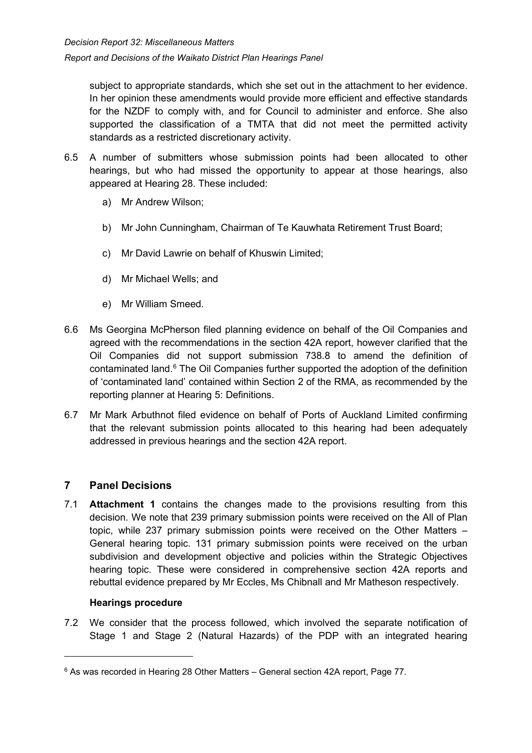subject to appropriate standards, which she set out in the attachment to her evidence. In her opinion these amendments would provide more efficient and effective standards for the NZDF to comply with, and for Council to administer and enforce. She also supported the classification of a TMTA that did not meet the permitted activity standards as a restricted discretionary activity.

6.5 A number of submitters whose submission points had been allocated to other hearings, but who had missed the opportunity to appear at those hearings, also appeared at Hearing 28. These included:

a) Mr Andrew Wilson;

b) Mr John Cunningham, Chairman of Te Kauwhata Retirement Trust Board;

c) Mr David Lawrie on behalf of Khuswin Limited;

d) Mr Michael Wells; and

e) Mr William Smeed.

6.6 Ms Georgina McPherson filed planning evidence on behalf of the Oil Companies and agreed with the recommendations in the section 42A report, however clarified that the Oil Companies did not support submission 738.8 to amend the definition of contaminated land.[6] The Oil Companies further supported the adoption of the definition of 'contaminated land' contained within Section 2 of the RMA, as recommended by the reporting planner at Hearing 5: Definitions.

6.7 Mr Mark Arbuthnot filed evidence on behalf of Ports of Auckland Limited confirming that the relevant submission points allocated to this hearing had been adequately addressed in previous hearings and the section 42A report.

## 7 Panel Decisions

7.1 **Attachment 1** contains the changes made to the provisions resulting from this decision. We note that 239 primary submission points were received on the All of Plan topic, while 237 primary submission points were received on the Other Matters – General hearing topic. 131 primary submission points were received on the urban subdivision and development objective and policies within the Strategic Objectives hearing topic. These were considered in comprehensive section 42A reports and rebuttal evidence prepared by Mr Eccles, Ms Chibnall and Mr Matheson respectively.

### Hearings procedure

7.2 We consider that the process followed, which involved the separate notification of Stage 1 and Stage 2 (Natural Hazards) of the PDP with an integrated hearing

[6] As was recorded in Hearing 28 Other Matters – General section 42A report, Page 77.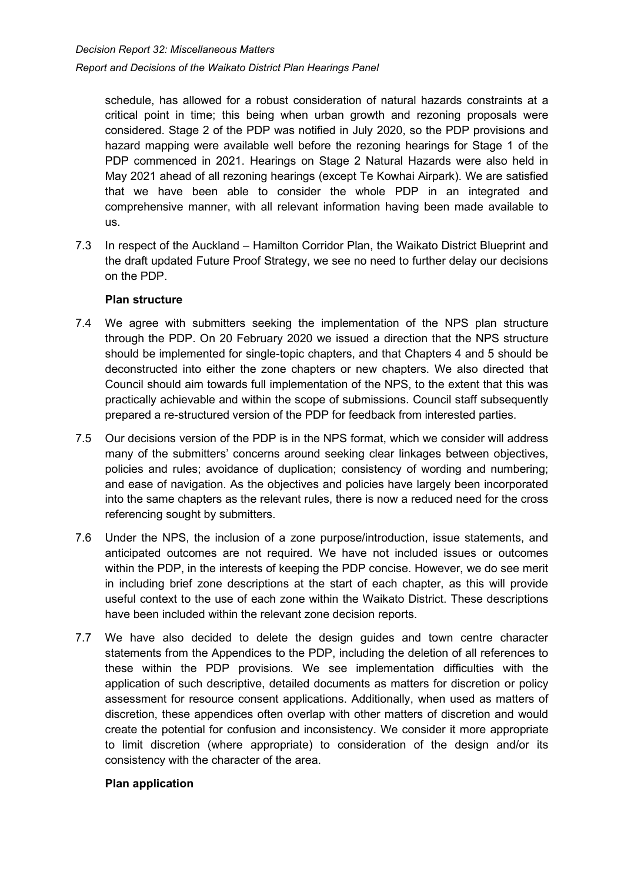schedule, has allowed for a robust consideration of natural hazards constraints at a critical point in time; this being when urban growth and rezoning proposals were considered. Stage 2 of the PDP was notified in July 2020, so the PDP provisions and hazard mapping were available well before the rezoning hearings for Stage 1 of the PDP commenced in 2021. Hearings on Stage 2 Natural Hazards were also held in May 2021 ahead of all rezoning hearings (except Te Kowhai Airpark). We are satisfied that we have been able to consider the whole PDP in an integrated and comprehensive manner, with all relevant information having been made available to us.

7.3 In respect of the Auckland – Hamilton Corridor Plan, the Waikato District Blueprint and the draft updated Future Proof Strategy, we see no need to further delay our decisions on the PDP.

**Plan structure**

7.4 We agree with submitters seeking the implementation of the NPS plan structure through the PDP. On 20 February 2020 we issued a direction that the NPS structure should be implemented for single-topic chapters, and that Chapters 4 and 5 should be deconstructed into either the zone chapters or new chapters. We also directed that Council should aim towards full implementation of the NPS, to the extent that this was practically achievable and within the scope of submissions. Council staff subsequently prepared a re-structured version of the PDP for feedback from interested parties.

7.5 Our decisions version of the PDP is in the NPS format, which we consider will address many of the submitters' concerns around seeking clear linkages between objectives, policies and rules; avoidance of duplication; consistency of wording and numbering; and ease of navigation. As the objectives and policies have largely been incorporated into the same chapters as the relevant rules, there is now a reduced need for the cross referencing sought by submitters.

7.6 Under the NPS, the inclusion of a zone purpose/introduction, issue statements, and anticipated outcomes are not required. We have not included issues or outcomes within the PDP, in the interests of keeping the PDP concise. However, we do see merit in including brief zone descriptions at the start of each chapter, as this will provide useful context to the use of each zone within the Waikato District. These descriptions have been included within the relevant zone decision reports.

7.7 We have also decided to delete the design guides and town centre character statements from the Appendices to the PDP, including the deletion of all references to these within the PDP provisions. We see implementation difficulties with the application of such descriptive, detailed documents as matters for discretion or policy assessment for resource consent applications. Additionally, when used as matters of discretion, these appendices often overlap with other matters of discretion and would create the potential for confusion and inconsistency. We consider it more appropriate to limit discretion (where appropriate) to consideration of the design and/or its consistency with the character of the area.

**Plan application**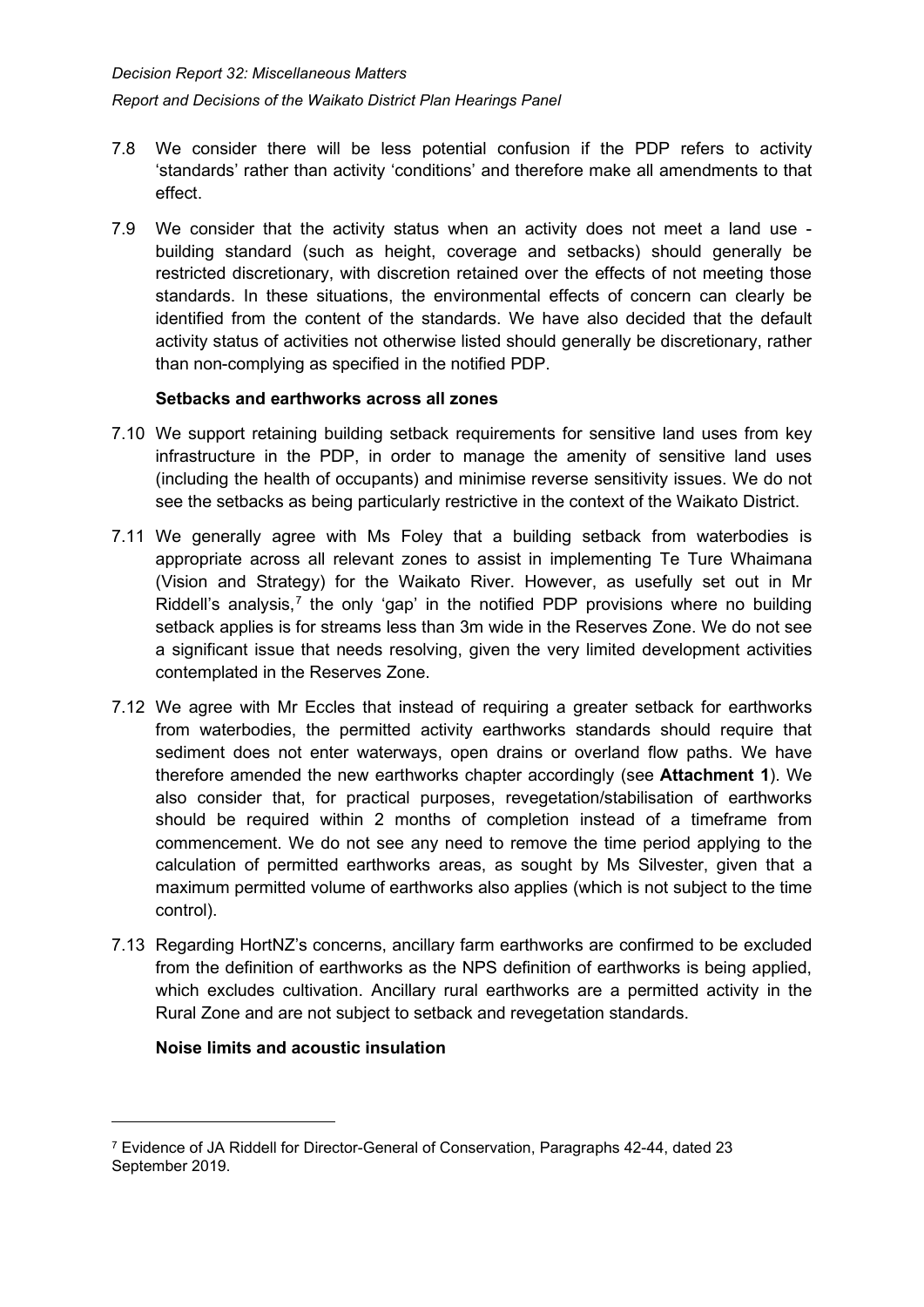7.8 We consider there will be less potential confusion if the PDP refers to activity 'standards' rather than activity 'conditions' and therefore make all amendments to that effect.

7.9 We consider that the activity status when an activity does not meet a land use - building standard (such as height, coverage and setbacks) should generally be restricted discretionary, with discretion retained over the effects of not meeting those standards. In these situations, the environmental effects of concern can clearly be identified from the content of the standards. We have also decided that the default activity status of activities not otherwise listed should generally be discretionary, rather than non-complying as specified in the notified PDP.

**Setbacks and earthworks across all zones**

7.10 We support retaining building setback requirements for sensitive land uses from key infrastructure in the PDP, in order to manage the amenity of sensitive land uses (including the health of occupants) and minimise reverse sensitivity issues. We do not see the setbacks as being particularly restrictive in the context of the Waikato District.

7.11 We generally agree with Ms Foley that a building setback from waterbodies is appropriate across all relevant zones to assist in implementing Te Ture Whaimana (Vision and Strategy) for the Waikato River. However, as usefully set out in Mr Riddell's analysis,[7] the only 'gap' in the notified PDP provisions where no building setback applies is for streams less than 3m wide in the Reserves Zone. We do not see a significant issue that needs resolving, given the very limited development activities contemplated in the Reserves Zone.

7.12 We agree with Mr Eccles that instead of requiring a greater setback for earthworks from waterbodies, the permitted activity earthworks standards should require that sediment does not enter waterways, open drains or overland flow paths. We have therefore amended the new earthworks chapter accordingly (see **Attachment 1**). We also consider that, for practical purposes, revegetation/stabilisation of earthworks should be required within 2 months of completion instead of a timeframe from commencement. We do not see any need to remove the time period applying to the calculation of permitted earthworks areas, as sought by Ms Silvester, given that a maximum permitted volume of earthworks also applies (which is not subject to the time control).

7.13 Regarding HortNZ's concerns, ancillary farm earthworks are confirmed to be excluded from the definition of earthworks as the NPS definition of earthworks is being applied, which excludes cultivation. Ancillary rural earthworks are a permitted activity in the Rural Zone and are not subject to setback and revegetation standards.

**Noise limits and acoustic insulation**

[7] Evidence of JA Riddell for Director-General of Conservation, Paragraphs 42-44, dated 23 September 2019.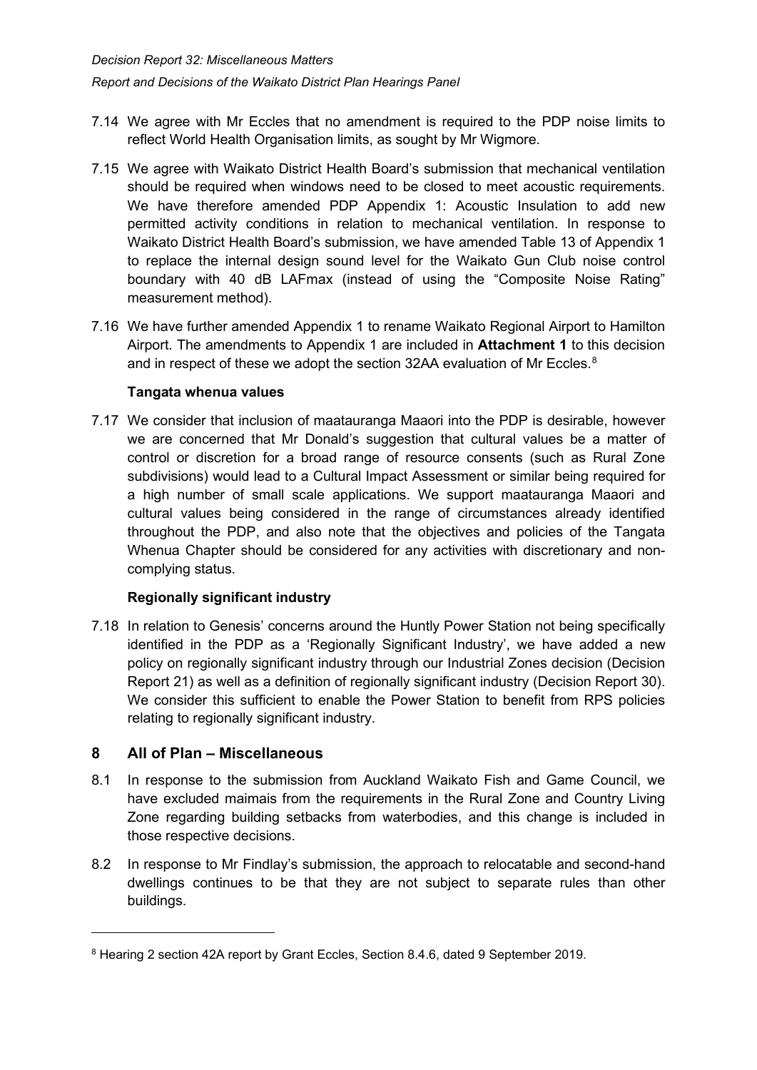7.14 We agree with Mr Eccles that no amendment is required to the PDP noise limits to reflect World Health Organisation limits, as sought by Mr Wigmore.

7.15 We agree with Waikato District Health Board's submission that mechanical ventilation should be required when windows need to be closed to meet acoustic requirements. We have therefore amended PDP Appendix 1: Acoustic Insulation to add new permitted activity conditions in relation to mechanical ventilation. In response to Waikato District Health Board's submission, we have amended Table 13 of Appendix 1 to replace the internal design sound level for the Waikato Gun Club noise control boundary with 40 dB LAFmax (instead of using the "Composite Noise Rating" measurement method).

7.16 We have further amended Appendix 1 to rename Waikato Regional Airport to Hamilton Airport. The amendments to Appendix 1 are included in **Attachment 1** to this decision and in respect of these we adopt the section 32AA evaluation of Mr Eccles.[8]

**Tangata whenua values**

7.17 We consider that inclusion of maatauranga Maaori into the PDP is desirable, however we are concerned that Mr Donald's suggestion that cultural values be a matter of control or discretion for a broad range of resource consents (such as Rural Zone subdivisions) would lead to a Cultural Impact Assessment or similar being required for a high number of small scale applications. We support maatauranga Maaori and cultural values being considered in the range of circumstances already identified throughout the PDP, and also note that the objectives and policies of the Tangata Whenua Chapter should be considered for any activities with discretionary and non-complying status.

**Regionally significant industry**

7.18 In relation to Genesis' concerns around the Huntly Power Station not being specifically identified in the PDP as a 'Regionally Significant Industry', we have added a new policy on regionally significant industry through our Industrial Zones decision (Decision Report 21) as well as a definition of regionally significant industry (Decision Report 30). We consider this sufficient to enable the Power Station to benefit from RPS policies relating to regionally significant industry.

## 8 All of Plan – Miscellaneous

8.1 In response to the submission from Auckland Waikato Fish and Game Council, we have excluded maimais from the requirements in the Rural Zone and Country Living Zone regarding building setbacks from waterbodies, and this change is included in those respective decisions.

8.2 In response to Mr Findlay's submission, the approach to relocatable and second-hand dwellings continues to be that they are not subject to separate rules than other buildings.

---

[8] Hearing 2 section 42A report by Grant Eccles, Section 8.4.6, dated 9 September 2019.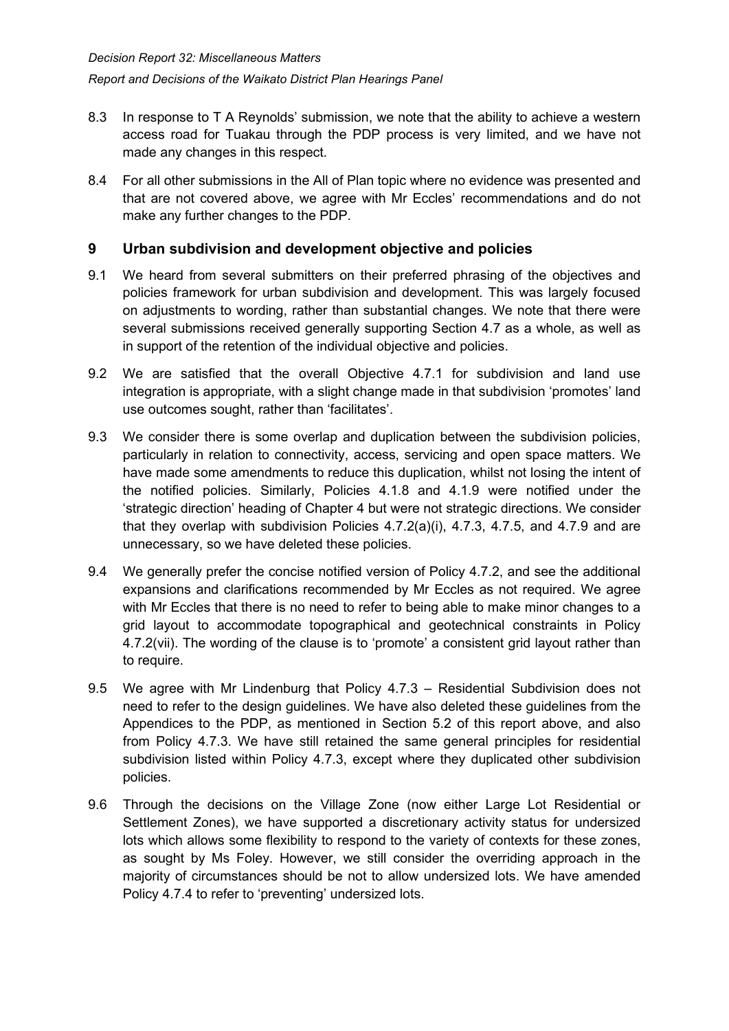8.3 In response to T A Reynolds' submission, we note that the ability to achieve a western access road for Tuakau through the PDP process is very limited, and we have not made any changes in this respect.

8.4 For all other submissions in the All of Plan topic where no evidence was presented and that are not covered above, we agree with Mr Eccles' recommendations and do not make any further changes to the PDP.

## 9 Urban subdivision and development objective and policies

9.1 We heard from several submitters on their preferred phrasing of the objectives and policies framework for urban subdivision and development. This was largely focused on adjustments to wording, rather than substantial changes. We note that there were several submissions received generally supporting Section 4.7 as a whole, as well as in support of the retention of the individual objective and policies.

9.2 We are satisfied that the overall Objective 4.7.1 for subdivision and land use integration is appropriate, with a slight change made in that subdivision 'promotes' land use outcomes sought, rather than 'facilitates'.

9.3 We consider there is some overlap and duplication between the subdivision policies, particularly in relation to connectivity, access, servicing and open space matters. We have made some amendments to reduce this duplication, whilst not losing the intent of the notified policies. Similarly, Policies 4.1.8 and 4.1.9 were notified under the 'strategic direction' heading of Chapter 4 but were not strategic directions. We consider that they overlap with subdivision Policies 4.7.2(a)(i), 4.7.3, 4.7.5, and 4.7.9 and are unnecessary, so we have deleted these policies.

9.4 We generally prefer the concise notified version of Policy 4.7.2, and see the additional expansions and clarifications recommended by Mr Eccles as not required. We agree with Mr Eccles that there is no need to refer to being able to make minor changes to a grid layout to accommodate topographical and geotechnical constraints in Policy 4.7.2(vii). The wording of the clause is to 'promote' a consistent grid layout rather than to require.

9.5 We agree with Mr Lindenburg that Policy 4.7.3 – Residential Subdivision does not need to refer to the design guidelines. We have also deleted these guidelines from the Appendices to the PDP, as mentioned in Section 5.2 of this report above, and also from Policy 4.7.3. We have still retained the same general principles for residential subdivision listed within Policy 4.7.3, except where they duplicated other subdivision policies.

9.6 Through the decisions on the Village Zone (now either Large Lot Residential or Settlement Zones), we have supported a discretionary activity status for undersized lots which allows some flexibility to respond to the variety of contexts for these zones, as sought by Ms Foley. However, we still consider the overriding approach in the majority of circumstances should be not to allow undersized lots. We have amended Policy 4.7.4 to refer to 'preventing' undersized lots.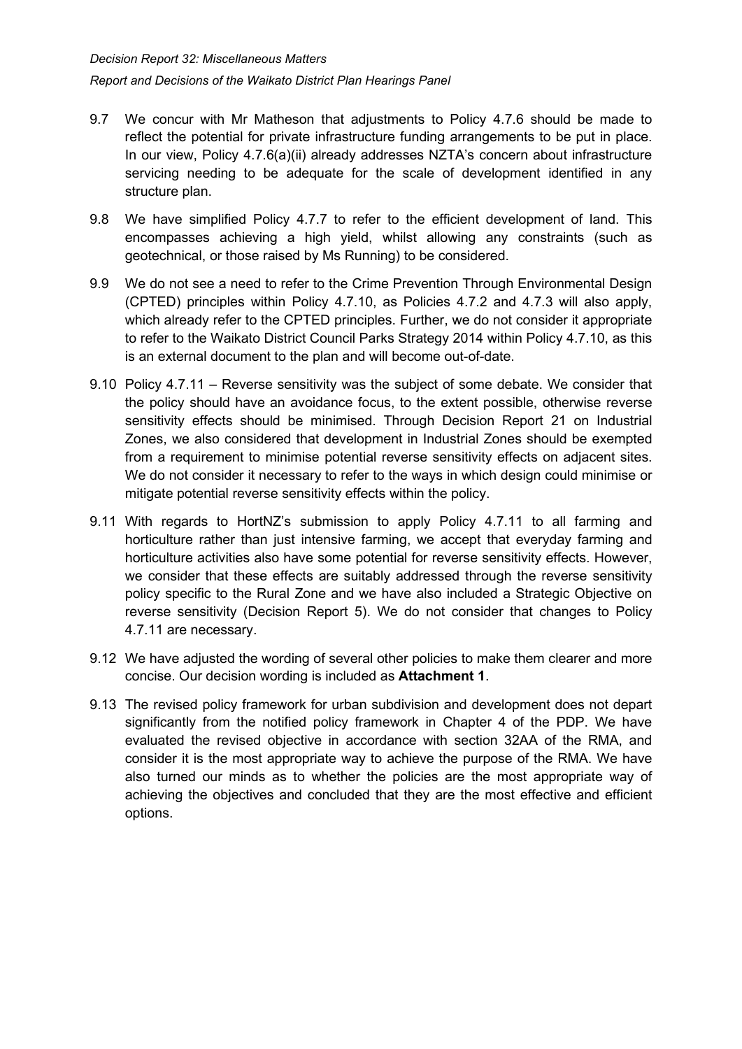9.7 We concur with Mr Matheson that adjustments to Policy 4.7.6 should be made to reflect the potential for private infrastructure funding arrangements to be put in place. In our view, Policy 4.7.6(a)(ii) already addresses NZTA's concern about infrastructure servicing needing to be adequate for the scale of development identified in any structure plan.

9.8 We have simplified Policy 4.7.7 to refer to the efficient development of land. This encompasses achieving a high yield, whilst allowing any constraints (such as geotechnical, or those raised by Ms Running) to be considered.

9.9 We do not see a need to refer to the Crime Prevention Through Environmental Design (CPTED) principles within Policy 4.7.10, as Policies 4.7.2 and 4.7.3 will also apply, which already refer to the CPTED principles. Further, we do not consider it appropriate to refer to the Waikato District Council Parks Strategy 2014 within Policy 4.7.10, as this is an external document to the plan and will become out-of-date.

9.10 Policy 4.7.11 – Reverse sensitivity was the subject of some debate. We consider that the policy should have an avoidance focus, to the extent possible, otherwise reverse sensitivity effects should be minimised. Through Decision Report 21 on Industrial Zones, we also considered that development in Industrial Zones should be exempted from a requirement to minimise potential reverse sensitivity effects on adjacent sites. We do not consider it necessary to refer to the ways in which design could minimise or mitigate potential reverse sensitivity effects within the policy.

9.11 With regards to HortNZ's submission to apply Policy 4.7.11 to all farming and horticulture rather than just intensive farming, we accept that everyday farming and horticulture activities also have some potential for reverse sensitivity effects. However, we consider that these effects are suitably addressed through the reverse sensitivity policy specific to the Rural Zone and we have also included a Strategic Objective on reverse sensitivity (Decision Report 5). We do not consider that changes to Policy 4.7.11 are necessary.

9.12 We have adjusted the wording of several other policies to make them clearer and more concise. Our decision wording is included as **Attachment 1**.

9.13 The revised policy framework for urban subdivision and development does not depart significantly from the notified policy framework in Chapter 4 of the PDP. We have evaluated the revised objective in accordance with section 32AA of the RMA, and consider it is the most appropriate way to achieve the purpose of the RMA. We have also turned our minds as to whether the policies are the most appropriate way of achieving the objectives and concluded that they are the most effective and efficient options.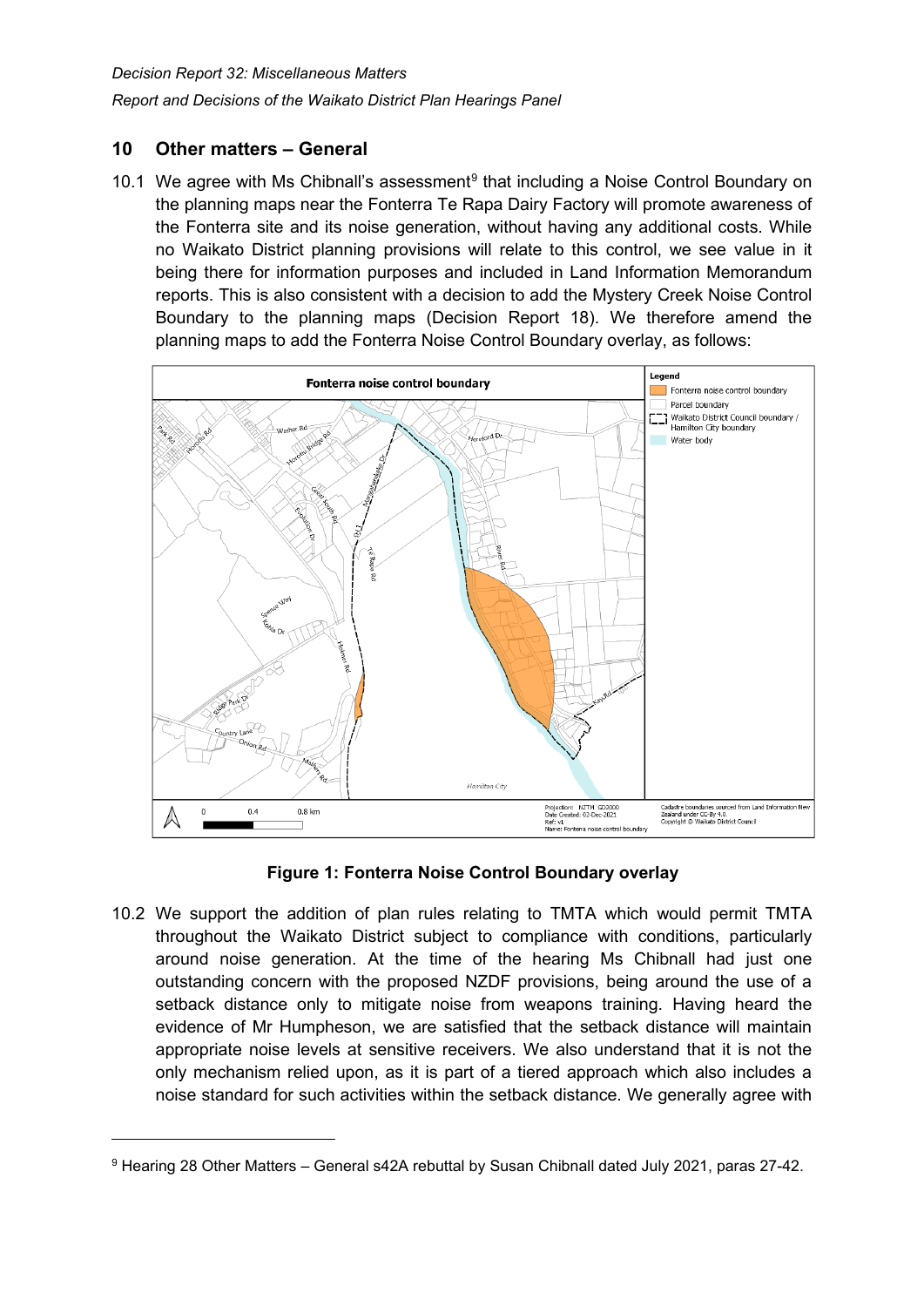## 10 Other matters – General

10.1 We agree with Ms Chibnall's assessment[9] that including a Noise Control Boundary on the planning maps near the Fonterra Te Rapa Dairy Factory will promote awareness of the Fonterra site and its noise generation, without having any additional costs. While no Waikato District planning provisions will relate to this control, we see value in it being there for information purposes and included in Land Information Memorandum reports. This is also consistent with a decision to add the Mystery Creek Noise Control Boundary to the planning maps (Decision Report 18). We therefore amend the planning maps to add the Fonterra Noise Control Boundary overlay, as follows:

Fonterra noise control boundary

Legend
Fonterra noise control boundary
Parcel boundary
Waikato District Council boundary / Hamilton City boundary
Water body

Park Rd
Horotiu Rd
Washer Rd
Horotiu Bridge Rd
Hereford Dr
Ngaruawahia Dr
Great South Rd
Evolution Dr
SH 1
Te Rapa Rd
River Rd
Spence Way
Koala Dr
Holmes Rd
Ridge Park Dr
Kaya Rd
Country Lane
Onion Rd
Mallory Rd
Hamilton City

0 0.4 0.8 km

Projection: NZTM GD2000
Date Created: 02-Dec-2021
Ref: v1
Name: Fonterra noise control boundary

Cadastre boundaries sourced from Land Information New Zealand under CC-By 4.0.
Copyright © Waikato District Council

**Figure 1: Fonterra Noise Control Boundary overlay**

10.2 We support the addition of plan rules relating to TMTA which would permit TMTA throughout the Waikato District subject to compliance with conditions, particularly around noise generation. At the time of the hearing Ms Chibnall had just one outstanding concern with the proposed NZDF provisions, being around the use of a setback distance only to mitigate noise from weapons training. Having heard the evidence of Mr Humpheson, we are satisfied that the setback distance will maintain appropriate noise levels at sensitive receivers. We also understand that it is not the only mechanism relied upon, as it is part of a tiered approach which also includes a noise standard for such activities within the setback distance. We generally agree with

[9] Hearing 28 Other Matters – General s42A rebuttal by Susan Chibnall dated July 2021, paras 27-42.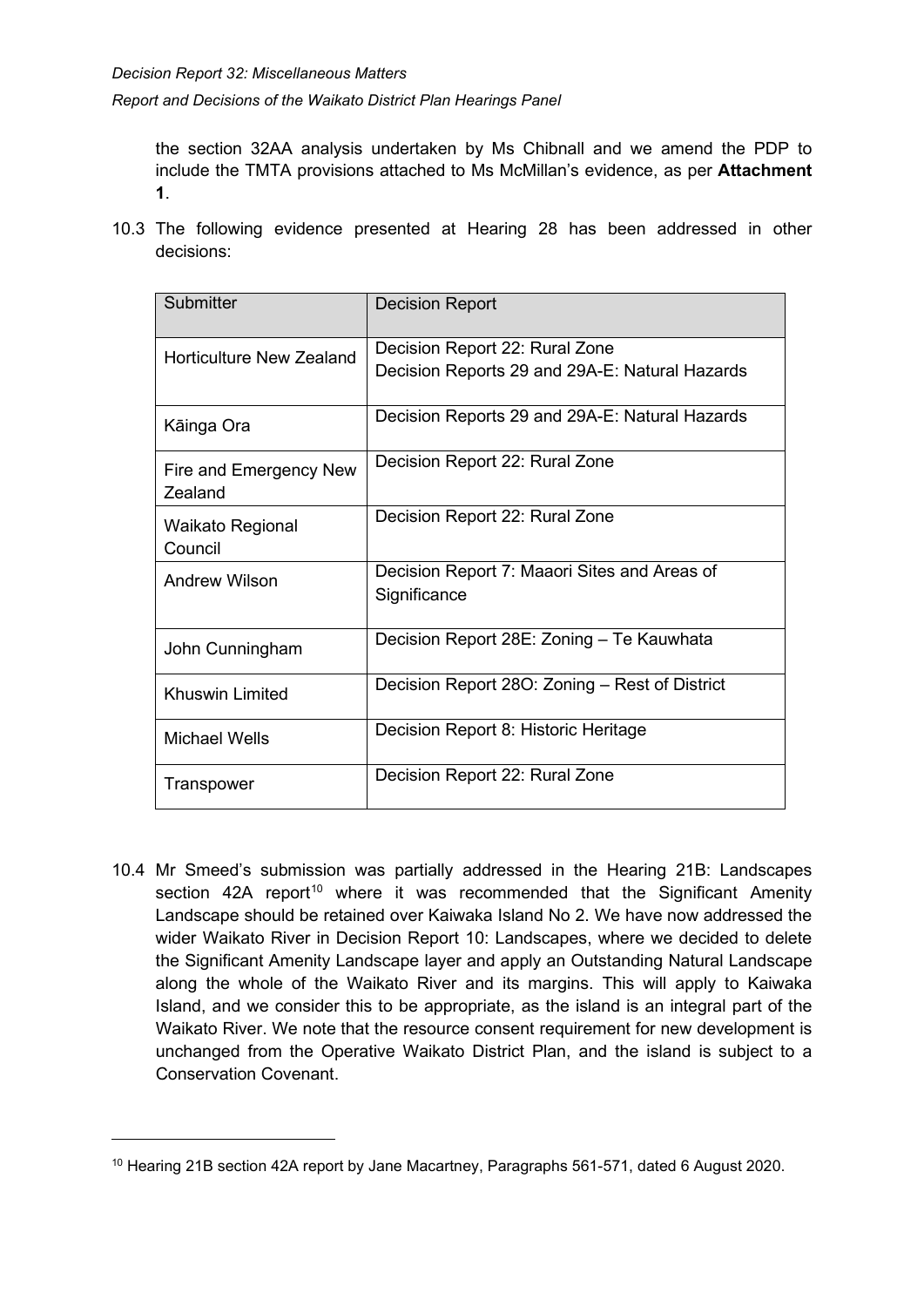the section 32AA analysis undertaken by Ms Chibnall and we amend the PDP to include the TMTA provisions attached to Ms McMillan's evidence, as per **Attachment 1**.

10.3 The following evidence presented at Hearing 28 has been addressed in other decisions:

| Submitter | Decision Report |
|---|---|
| Horticulture New Zealand | Decision Report 22: Rural Zone<br>Decision Reports 29 and 29A-E: Natural Hazards |
| Kāinga Ora | Decision Reports 29 and 29A-E: Natural Hazards |
| Fire and Emergency New Zealand | Decision Report 22: Rural Zone |
| Waikato Regional Council | Decision Report 22: Rural Zone |
| Andrew Wilson | Decision Report 7: Maaori Sites and Areas of Significance |
| John Cunningham | Decision Report 28E: Zoning – Te Kauwhata |
| Khuswin Limited | Decision Report 28O: Zoning – Rest of District |
| Michael Wells | Decision Report 8: Historic Heritage |
| Transpower | Decision Report 22: Rural Zone |

10.4 Mr Smeed's submission was partially addressed in the Hearing 21B: Landscapes section 42A report[10] where it was recommended that the Significant Amenity Landscape should be retained over Kaiwaka Island No 2. We have now addressed the wider Waikato River in Decision Report 10: Landscapes, where we decided to delete the Significant Amenity Landscape layer and apply an Outstanding Natural Landscape along the whole of the Waikato River and its margins. This will apply to Kaiwaka Island, and we consider this to be appropriate, as the island is an integral part of the Waikato River. We note that the resource consent requirement for new development is unchanged from the Operative Waikato District Plan, and the island is subject to a Conservation Covenant.

[10] Hearing 21B section 42A report by Jane Macartney, Paragraphs 561-571, dated 6 August 2020.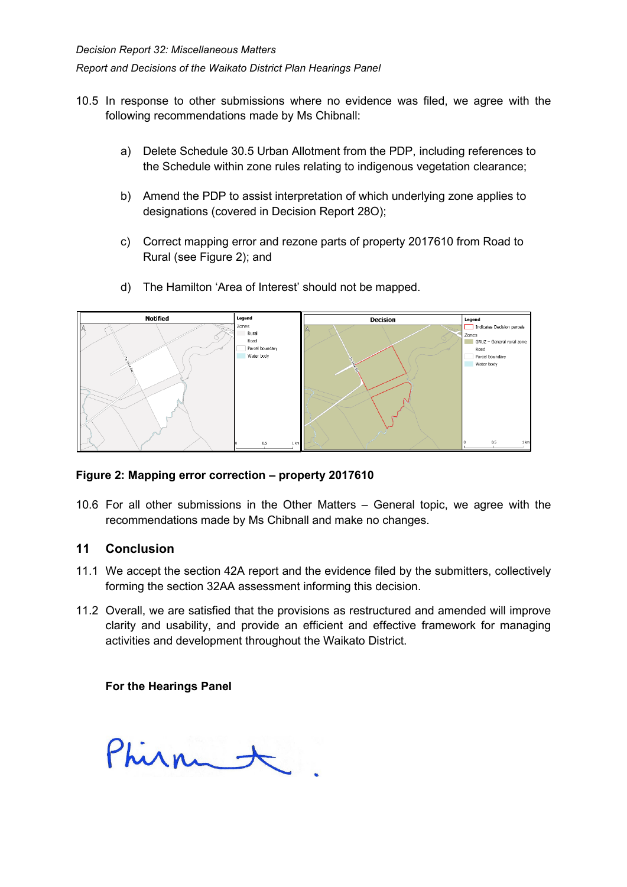10.5 In response to other submissions where no evidence was filed, we agree with the following recommendations made by Ms Chibnall:

a) Delete Schedule 30.5 Urban Allotment from the PDP, including references to the Schedule within zone rules relating to indigenous vegetation clearance;

b) Amend the PDP to assist interpretation of which underlying zone applies to designations (covered in Decision Report 28O);

c) Correct mapping error and rezone parts of property 2017610 from Road to Rural (see Figure 2); and

d) The Hamilton 'Area of Interest' should not be mapped.

Notified

Legend
Zones
Rural
Road
Parcel boundary
Water body

0 0.5 1 km

Decision

Legend
Indicates Decision parcels
Zones
GRUZ – General rural zone
Road
Parcel boundary
Water body

0 0.5 1 km

**Figure 2: Mapping error correction – property 2017610**

10.6 For all other submissions in the Other Matters – General topic, we agree with the recommendations made by Ms Chibnall and make no changes.

## 11 Conclusion

11.1 We accept the section 42A report and the evidence filed by the submitters, collectively forming the section 32AA assessment informing this decision.

11.2 Overall, we are satisfied that the provisions as restructured and amended will improve clarity and usability, and provide an efficient and effective framework for managing activities and development throughout the Waikato District.

**For the Hearings Panel**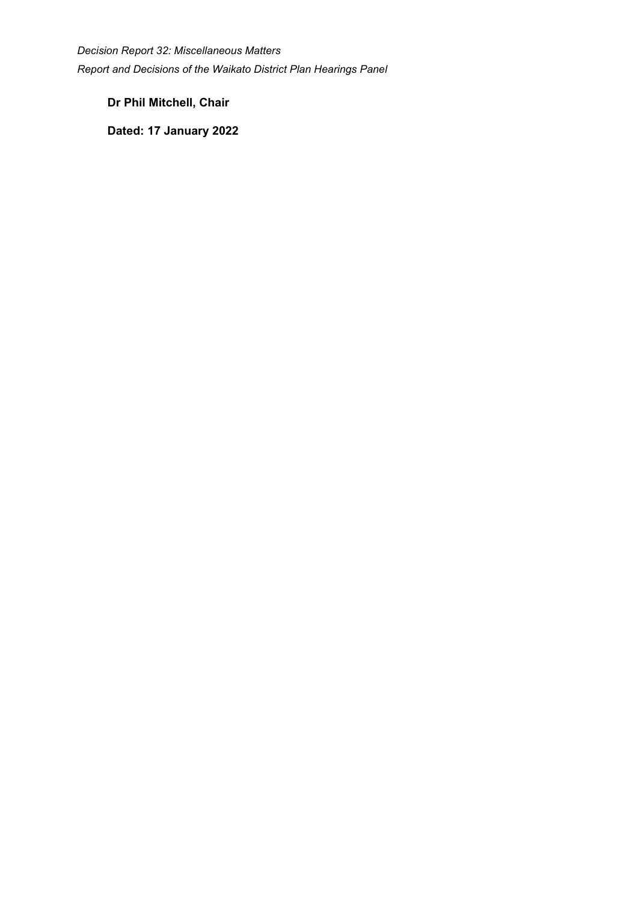**Dr Phil Mitchell, Chair**

**Dated: 17 January 2022**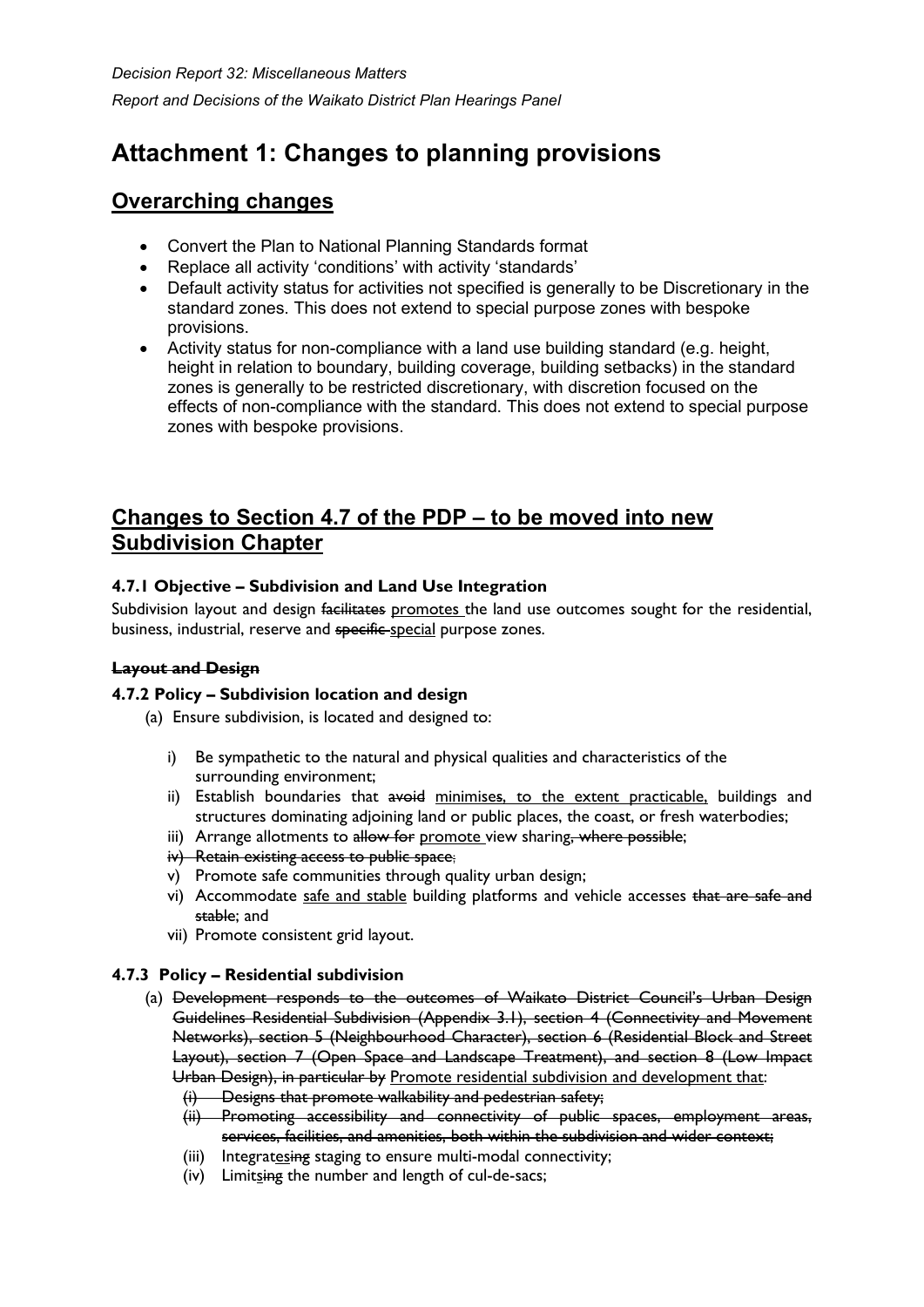# Attachment 1: Changes to planning provisions

## Overarching changes

- Convert the Plan to National Planning Standards format
- Replace all activity 'conditions' with activity 'standards'
- Default activity status for activities not specified is generally to be Discretionary in the standard zones. This does not extend to special purpose zones with bespoke provisions.
- Activity status for non-compliance with a land use building standard (e.g. height, height in relation to boundary, building coverage, building setbacks) in the standard zones is generally to be restricted discretionary, with discretion focused on the effects of non-compliance with the standard. This does not extend to special purpose zones with bespoke provisions.

## Changes to Section 4.7 of the PDP – to be moved into new Subdivision Chapter

### 4.7.1 Objective – Subdivision and Land Use Integration

Subdivision layout and design ~~facilitates~~ promotes the land use outcomes sought for the residential, business, industrial, reserve and ~~specific~~ special purpose zones.

**~~Layout and Design~~**

### 4.7.2 Policy – Subdivision location and design

(a) Ensure subdivision, is located and designed to:

i) Be sympathetic to the natural and physical qualities and characteristics of the surrounding environment;

ii) Establish boundaries that ~~avoid~~ minimises, to the extent practicable, buildings and structures dominating adjoining land or public places, the coast, or fresh waterbodies;

iii) Arrange allotments to ~~allow for~~ promote view sharing~~, where possible~~;

~~iv) Retain existing access to public space~~;

v) Promote safe communities through quality urban design;

vi) Accommodate safe and stable building platforms and vehicle accesses ~~that are safe and stable~~; and

vii) Promote consistent grid layout.

### 4.7.3 Policy – Residential subdivision

(a) ~~Development responds to the outcomes of Waikato District Council's Urban Design Guidelines Residential Subdivision (Appendix 3.1), section 4 (Connectivity and Movement Networks), section 5 (Neighbourhood Character), section 6 (Residential Block and Street Layout), section 7 (Open Space and Landscape Treatment), and section 8 (Low Impact Urban Design), in particular by~~ Promote residential subdivision and development that:

~~(i) Designs that promote walkability and pedestrian safety;~~

~~(ii) Promoting accessibility and connectivity of public spaces, employment areas, services, facilities, and amenities, both within the subdivision and wider context;~~

(iii) Integrat~~es~~ing staging to ensure multi-modal connectivity;

(iv) Limit~~s~~ing the number and length of cul-de-sacs;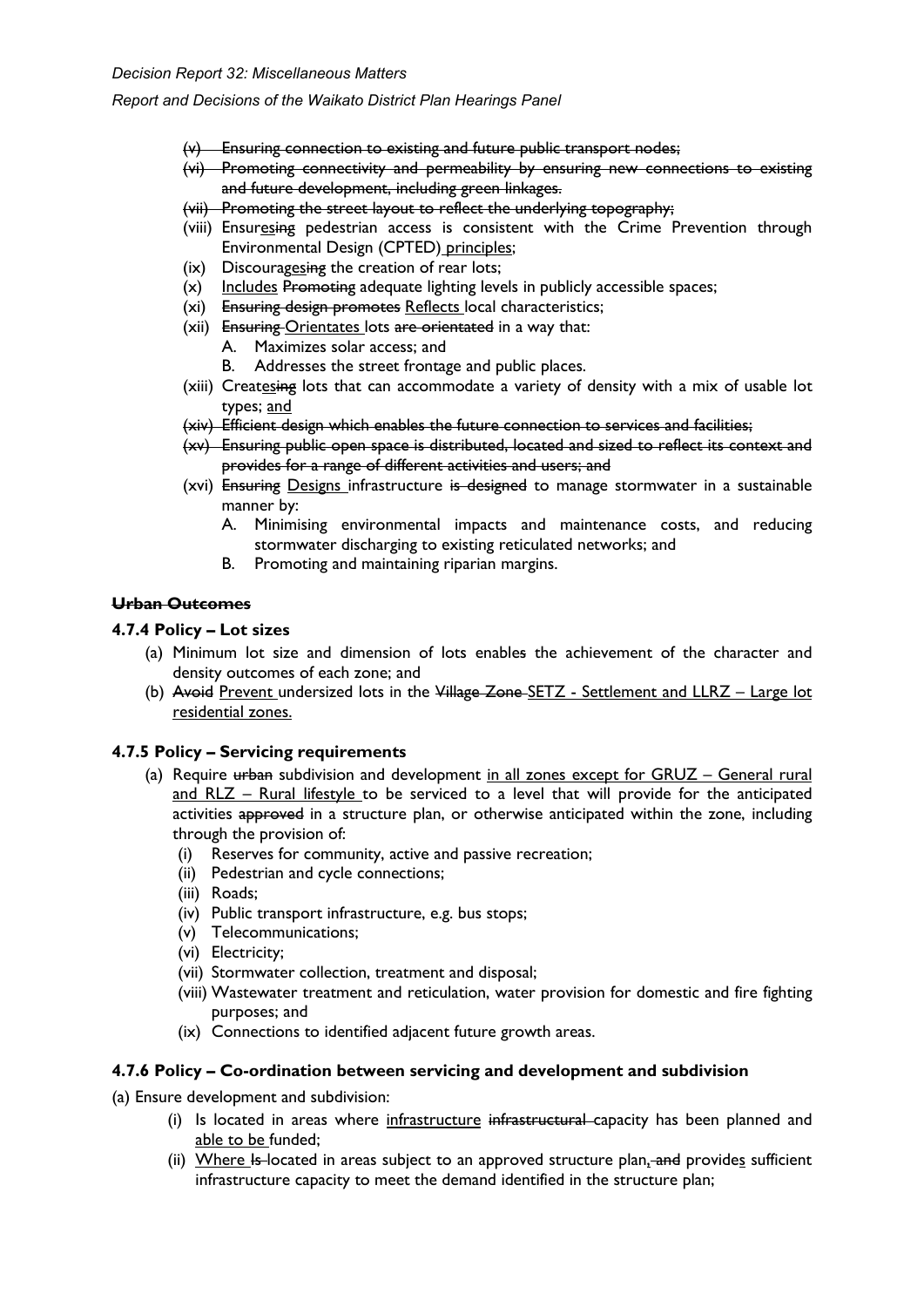- ~~(v) Ensuring connection to existing and future public transport nodes;~~
- ~~(vi) Promoting connectivity and permeability by ensuring new connections to existing and future development, including green linkages.~~
- ~~(vii) Promoting the street layout to reflect the underlying topography;~~
- (viii) Ensur<u>es</u>~~ing~~ pedestrian access is consistent with the Crime Prevention through Environmental Design (CPTED)<u> principles</u>;
- (ix) Discourag<u>es</u>~~ing~~ the creation of rear lots;
- (x) <u>Includes</u> ~~Promoting~~ adequate lighting levels in publicly accessible spaces;
- (xi) ~~Ensuring design promotes~~ <u>Reflects</u> local characteristics;
- (xii) ~~Ensuring~~ <u>Orientates</u> lots ~~are orientated~~ in a way that:
  - A. Maximizes solar access; and
  - B. Addresses the street frontage and public places.
- (xiii) Creat<u>es</u>~~ing~~ lots that can accommodate a variety of density with a mix of usable lot types; <u>and</u>
- ~~(xiv) Efficient design which enables the future connection to services and facilities;~~
- ~~(xv) Ensuring public open space is distributed, located and sized to reflect its context and provides for a range of different activities and users; and~~
- (xvi) ~~Ensuring~~ <u>Designs</u> infrastructure ~~is designed~~ to manage stormwater in a sustainable manner by:
  - A. Minimising environmental impacts and maintenance costs, and reducing stormwater discharging to existing reticulated networks; and
  - B. Promoting and maintaining riparian margins.

**~~Urban Outcomes~~**

### 4.7.4 Policy – Lot sizes

- (a) Minimum lot size and dimension of lots enable~~s~~ the achievement of the character and density outcomes of each zone; and
- (b) ~~Avoid~~ <u>Prevent</u> undersized lots in the ~~Village Zone~~ <u>SETZ - Settlement and LLRZ – Large lot residential zones.</u>

### 4.7.5 Policy – Servicing requirements

- (a) Require ~~urban~~ subdivision and development <u>in all zones except for GRUZ – General rural and RLZ – Rural lifestyle</u> to be serviced to a level that will provide for the anticipated activities ~~approved~~ in a structure plan, or otherwise anticipated within the zone, including through the provision of:
  - (i) Reserves for community, active and passive recreation;
  - (ii) Pedestrian and cycle connections;
  - (iii) Roads;
  - (iv) Public transport infrastructure, e.g. bus stops;
  - (v) Telecommunications;
  - (vi) Electricity;
  - (vii) Stormwater collection, treatment and disposal;
  - (viii) Wastewater treatment and reticulation, water provision for domestic and fire fighting purposes; and
  - (ix) Connections to identified adjacent future growth areas.

### 4.7.6 Policy – Co-ordination between servicing and development and subdivision

(a) Ensure development and subdivision:

- (i) Is located in areas where <u>infrastructure</u> ~~infrastructural~~ capacity has been planned and <u>able to be</u> funded;
- (ii) <u>Where</u> ~~Is~~ located in areas subject to an approved structure plan, ~~and~~ provide<u>s</u> sufficient infrastructure capacity to meet the demand identified in the structure plan;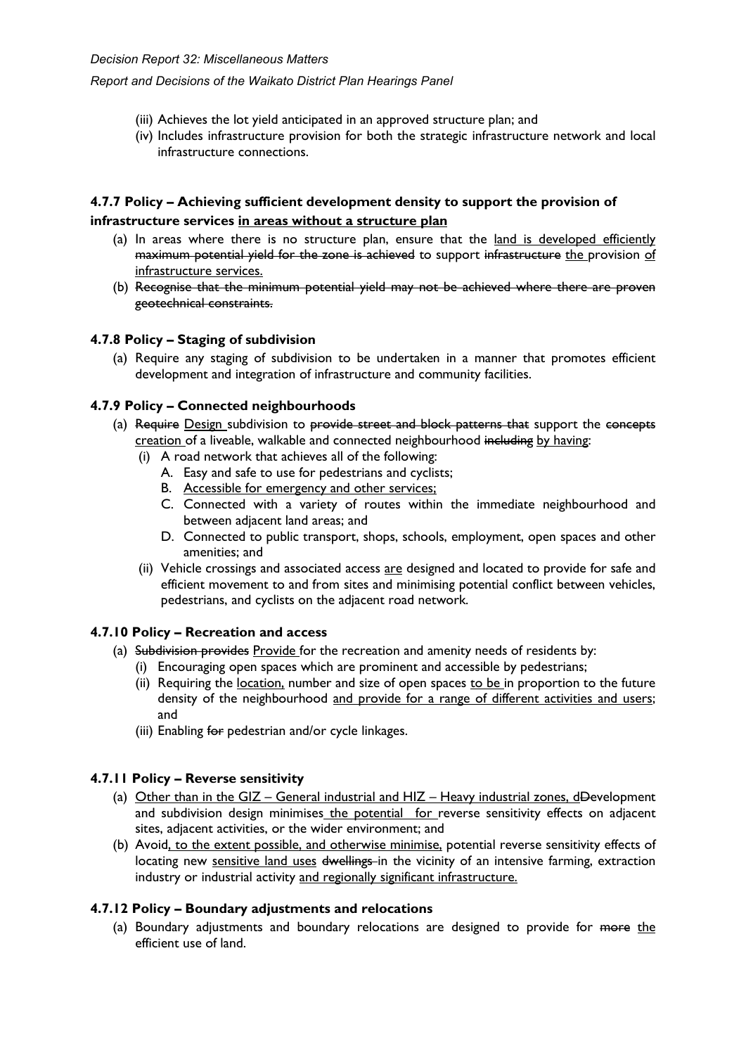(iii) Achieves the lot yield anticipated in an approved structure plan; and

(iv) Includes infrastructure provision for both the strategic infrastructure network and local infrastructure connections.

### 4.7.7 Policy – Achieving sufficient development density to support the provision of infrastructure services <u>in areas without a structure plan</u>

(a) In areas where there is no structure plan, ensure that the <u>land is developed efficiently</u> ~~maximum potential yield for the zone is achieved~~ to support ~~infrastructure~~ <u>the</u> provision <u>of infrastructure services.</u>

(b) ~~Recognise that the minimum potential yield may not be achieved where there are proven geotechnical constraints.~~

### 4.7.8 Policy – Staging of subdivision

(a) Require any staging of subdivision to be undertaken in a manner that promotes efficient development and integration of infrastructure and community facilities.

### 4.7.9 Policy – Connected neighbourhoods

(a) ~~Require~~ <u>Design</u> subdivision to ~~provide street and block patterns that~~ support the ~~concepts~~ <u>creation</u> of a liveable, walkable and connected neighbourhood ~~including~~ <u>by having</u>:

  (i) A road network that achieves all of the following:

    A. Easy and safe to use for pedestrians and cyclists;

    B. <u>Accessible for emergency and other services;</u>

    C. Connected with a variety of routes within the immediate neighbourhood and between adjacent land areas; and

    D. Connected to public transport, shops, schools, employment, open spaces and other amenities; and

  (ii) Vehicle crossings and associated access <u>are</u> designed and located to provide for safe and efficient movement to and from sites and minimising potential conflict between vehicles, pedestrians, and cyclists on the adjacent road network.

### 4.7.10 Policy – Recreation and access

(a) ~~Subdivision provides~~ <u>Provide</u> for the recreation and amenity needs of residents by:

  (i) Encouraging open spaces which are prominent and accessible by pedestrians;

  (ii) Requiring the <u>location,</u> number and size of open spaces <u>to be</u> in proportion to the future density of the neighbourhood <u>and provide for a range of different activities and users</u>; and

  (iii) Enabling ~~for~~ pedestrian and/or cycle linkages.

### 4.7.11 Policy – Reverse sensitivity

(a) <u>Other than in the GIZ – General industrial and HIZ – Heavy industrial zones, d</u>~~D~~evelopment and subdivision design minimises <u>the potential for</u> reverse sensitivity effects on adjacent sites, adjacent activities, or the wider environment; and

(b) Avoid<u>, to the extent possible, and otherwise minimise,</u> potential reverse sensitivity effects of locating new <u>sensitive land uses</u> ~~dwellings~~ in the vicinity of an intensive farming, extraction industry or industrial activity <u>and regionally significant infrastructure.</u>

### 4.7.12 Policy – Boundary adjustments and relocations

(a) Boundary adjustments and boundary relocations are designed to provide for ~~more~~ <u>the</u> efficient use of land.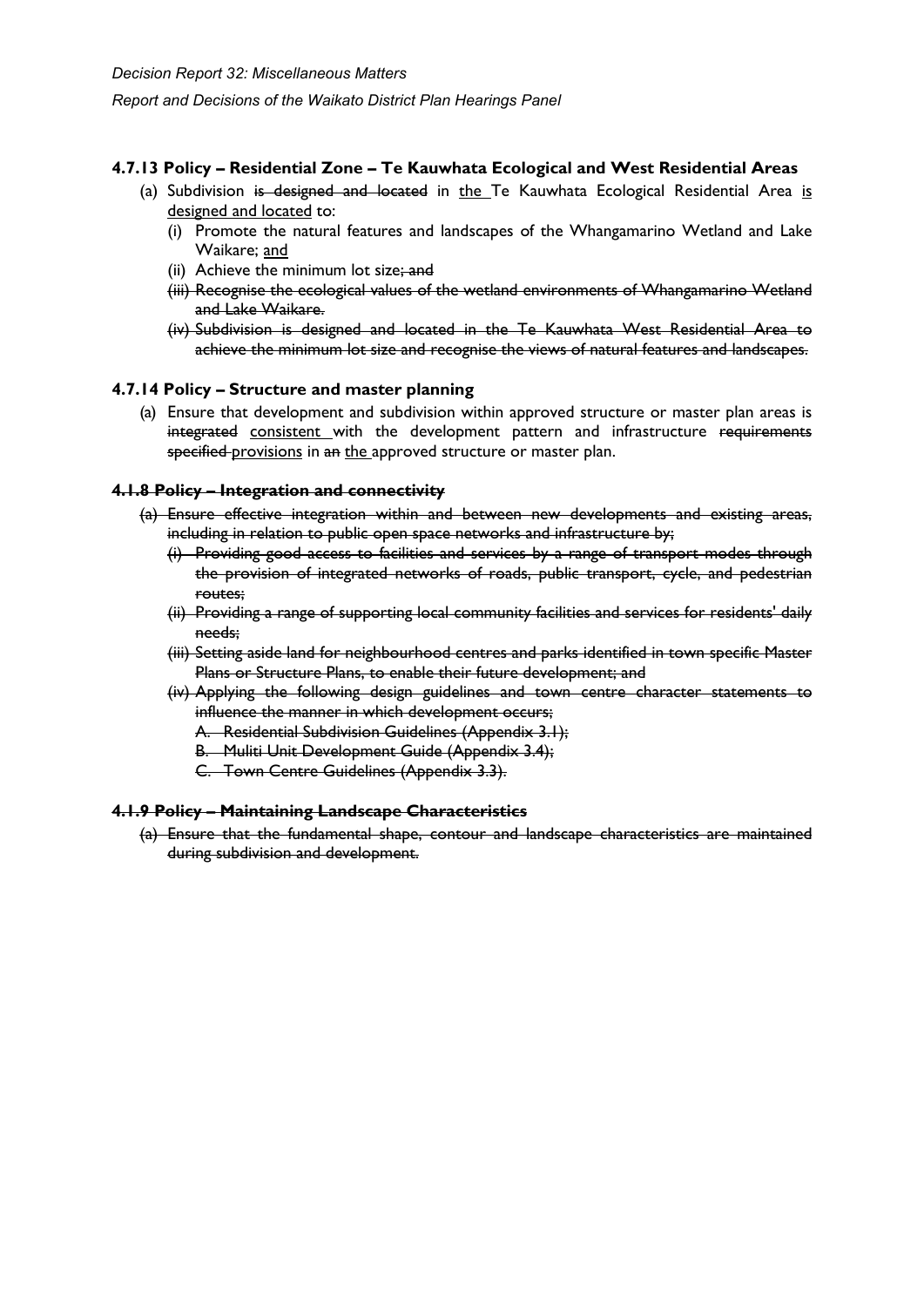#### 4.7.13 Policy – Residential Zone – Te Kauwhata Ecological and West Residential Areas

(a) Subdivision ~~is designed and located~~ in <u>the</u> Te Kauwhata Ecological Residential Area <u>is designed and located</u> to:

(i) Promote the natural features and landscapes of the Whangamarino Wetland and Lake Waikare; <u>and</u>

(ii) Achieve the minimum lot size~~; and~~

~~(iii) Recognise the ecological values of the wetland environments of Whangamarino Wetland and Lake Waikare.~~

~~(iv) Subdivision is designed and located in the Te Kauwhata West Residential Area to achieve the minimum lot size and recognise the views of natural features and landscapes.~~

#### 4.7.14 Policy – Structure and master planning

(a) Ensure that development and subdivision within approved structure or master plan areas is ~~integrated~~ <u>consistent</u> with the development pattern and infrastructure ~~requirements specified~~ <u>provisions</u> in ~~an~~ <u>the</u> approved structure or master plan.

#### ~~4.1.8 Policy – Integration and connectivity~~

~~(a) Ensure effective integration within and between new developments and existing areas, including in relation to public open space networks and infrastructure by;~~

~~(i) Providing good access to facilities and services by a range of transport modes through the provision of integrated networks of roads, public transport, cycle, and pedestrian routes;~~

~~(ii) Providing a range of supporting local community facilities and services for residents' daily needs;~~

~~(iii) Setting aside land for neighbourhood centres and parks identified in town specific Master Plans or Structure Plans, to enable their future development; and~~

~~(iv) Applying the following design guidelines and town centre character statements to influence the manner in which development occurs;~~

~~A. Residential Subdivision Guidelines (Appendix 3.1);~~

~~B. Muliti Unit Development Guide (Appendix 3.4);~~

~~C. Town Centre Guidelines (Appendix 3.3).~~

#### ~~4.1.9 Policy – Maintaining Landscape Characteristics~~

~~(a) Ensure that the fundamental shape, contour and landscape characteristics are maintained during subdivision and development.~~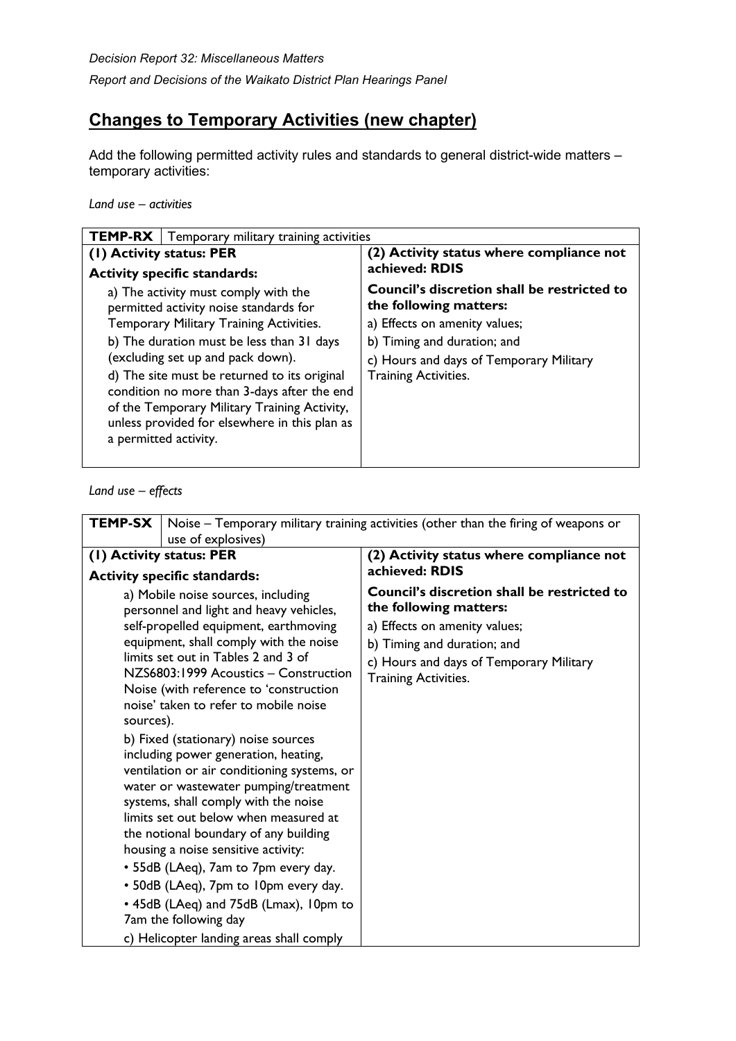## Changes to Temporary Activities (new chapter)

Add the following permitted activity rules and standards to general district-wide matters – temporary activities:

*Land use – activities*

| **TEMP-RX** | Temporary military training activities |
|---|---|
| **(1) Activity status: PER**<br><br>**Activity specific standards:**<br><br>a) The activity must comply with the permitted activity noise standards for Temporary Military Training Activities.<br><br>b) The duration must be less than 31 days (excluding set up and pack down).<br><br>d) The site must be returned to its original condition no more than 3-days after the end of the Temporary Military Training Activity, unless provided for elsewhere in this plan as a permitted activity. | **(2) Activity status where compliance not achieved: RDIS**<br><br>**Council's discretion shall be restricted to the following matters:**<br><br>a) Effects on amenity values;<br><br>b) Timing and duration; and<br><br>c) Hours and days of Temporary Military Training Activities. |

*Land use – effects*

| **TEMP-SX** | Noise – Temporary military training activities (other than the firing of weapons or use of explosives) |
|---|---|
| **(1) Activity status: PER**<br><br>**Activity specific standards:**<br><br>a) Mobile noise sources, including personnel and light and heavy vehicles, self-propelled equipment, earthmoving equipment, shall comply with the noise limits set out in Tables 2 and 3 of NZS6803:1999 Acoustics – Construction Noise (with reference to 'construction noise' taken to refer to mobile noise sources).<br><br>b) Fixed (stationary) noise sources including power generation, heating, ventilation or air conditioning systems, or water or wastewater pumping/treatment systems, shall comply with the noise limits set out below when measured at the notional boundary of any building housing a noise sensitive activity:<br><br>• 55dB (LAeq), 7am to 7pm every day.<br><br>• 50dB (LAeq), 7pm to 10pm every day.<br><br>• 45dB (LAeq) and 75dB (Lmax), 10pm to 7am the following day<br><br>c) Helicopter landing areas shall comply | **(2) Activity status where compliance not achieved: RDIS**<br><br>**Council's discretion shall be restricted to the following matters:**<br><br>a) Effects on amenity values;<br><br>b) Timing and duration; and<br><br>c) Hours and days of Temporary Military Training Activities. |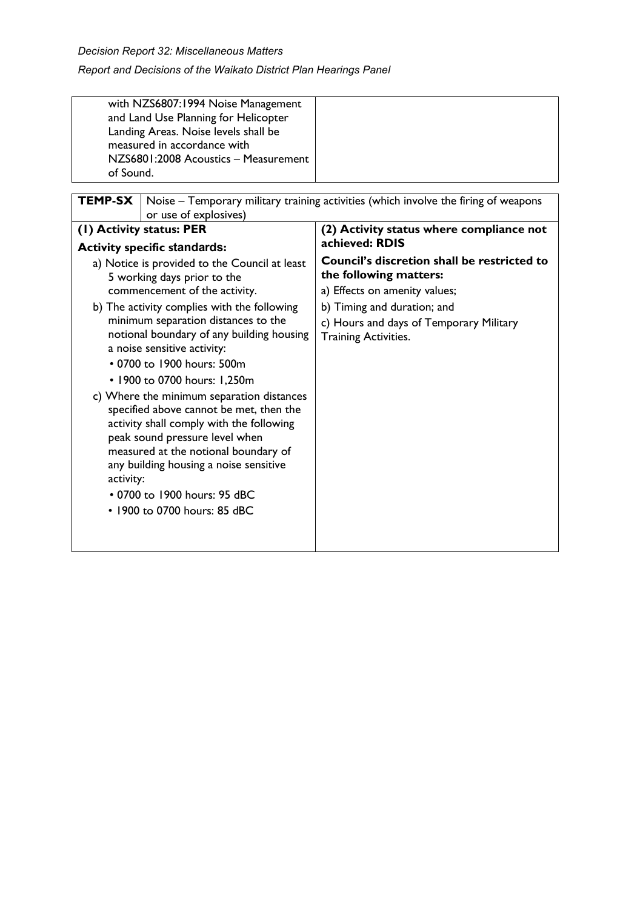| | |
|---|---|
| with NZS6807:1994 Noise Management and Land Use Planning for Helicopter Landing Areas. Noise levels shall be measured in accordance with NZS6801:2008 Acoustics – Measurement of Sound. | |

| **TEMP-SX** | Noise – Temporary military training activities (which involve the firing of weapons or use of explosives) |
|---|---|
| **(1) Activity status: PER**<br><br>**Activity specific standards:**<br><br>a) Notice is provided to the Council at least 5 working days prior to the commencement of the activity.<br><br>b) The activity complies with the following minimum separation distances to the notional boundary of any building housing a noise sensitive activity:<br>• 0700 to 1900 hours: 500m<br>• 1900 to 0700 hours: 1,250m<br><br>c) Where the minimum separation distances specified above cannot be met, then the activity shall comply with the following peak sound pressure level when measured at the notional boundary of any building housing a noise sensitive activity:<br>• 0700 to 1900 hours: 95 dBC<br>• 1900 to 0700 hours: 85 dBC | **(2) Activity status where compliance not achieved: RDIS**<br><br>**Council's discretion shall be restricted to the following matters:**<br><br>a) Effects on amenity values;<br><br>b) Timing and duration; and<br><br>c) Hours and days of Temporary Military Training Activities. |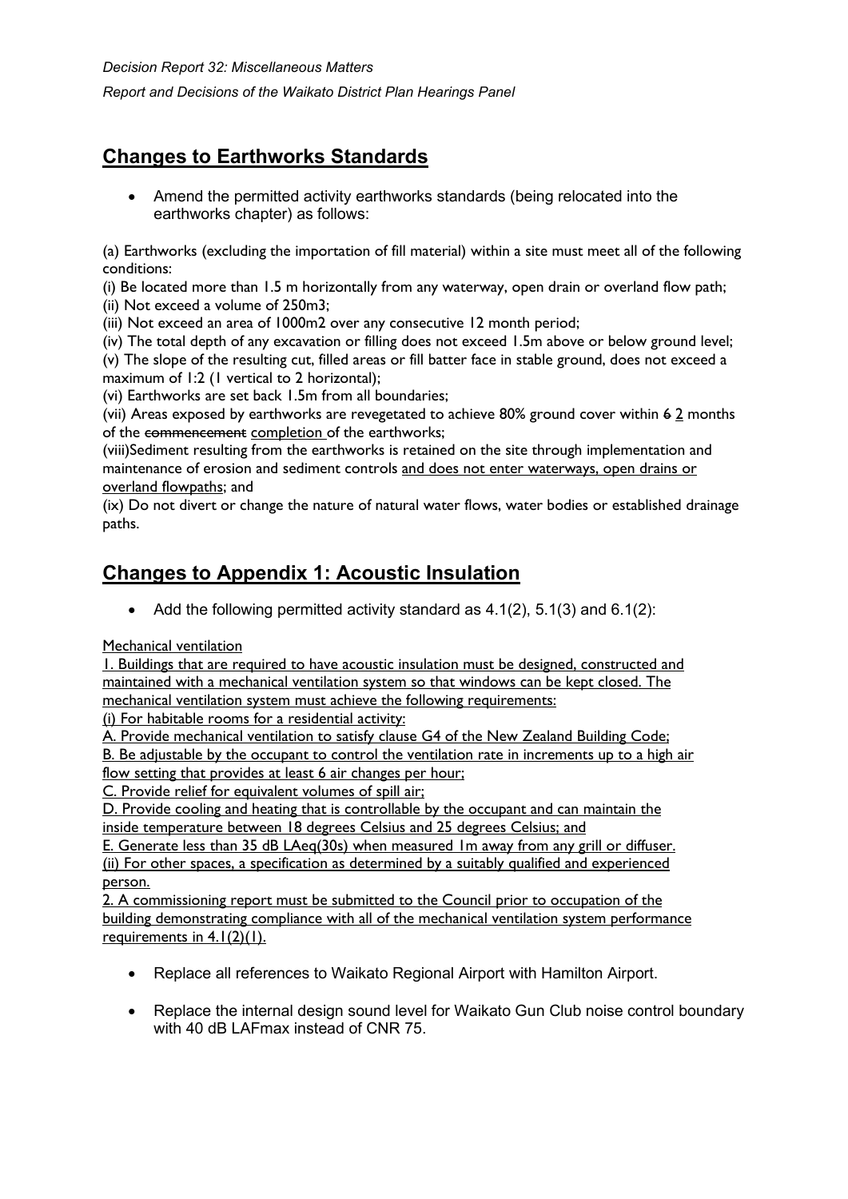## Changes to Earthworks Standards

- Amend the permitted activity earthworks standards (being relocated into the earthworks chapter) as follows:

(a) Earthworks (excluding the importation of fill material) within a site must meet all of the following conditions:

(i) Be located more than 1.5 m horizontally from any waterway, open drain or overland flow path;
(ii) Not exceed a volume of 250m3;
(iii) Not exceed an area of 1000m2 over any consecutive 12 month period;
(iv) The total depth of any excavation or filling does not exceed 1.5m above or below ground level;
(v) The slope of the resulting cut, filled areas or fill batter face in stable ground, does not exceed a maximum of 1:2 (1 vertical to 2 horizontal);
(vi) Earthworks are set back 1.5m from all boundaries;
(vii) Areas exposed by earthworks are revegetated to achieve 80% ground cover within ~~6~~ <u>2</u> months of the ~~commencement~~ <u>completion</u> of the earthworks;
(viii)Sediment resulting from the earthworks is retained on the site through implementation and maintenance of erosion and sediment controls <u>and does not enter waterways, open drains or overland flowpaths</u>; and
(ix) Do not divert or change the nature of natural water flows, water bodies or established drainage paths.

## Changes to Appendix 1: Acoustic Insulation

- Add the following permitted activity standard as 4.1(2), 5.1(3) and 6.1(2):

<u>Mechanical ventilation</u>

<u>1. Buildings that are required to have acoustic insulation must be designed, constructed and maintained with a mechanical ventilation system so that windows can be kept closed. The mechanical ventilation system must achieve the following requirements:</u>
<u>(i) For habitable rooms for a residential activity:</u>
<u>A. Provide mechanical ventilation to satisfy clause G4 of the New Zealand Building Code;</u>
<u>B. Be adjustable by the occupant to control the ventilation rate in increments up to a high air flow setting that provides at least 6 air changes per hour;</u>
<u>C. Provide relief for equivalent volumes of spill air;</u>
<u>D. Provide cooling and heating that is controllable by the occupant and can maintain the inside temperature between 18 degrees Celsius and 25 degrees Celsius; and</u>
<u>E. Generate less than 35 dB LAeq(30s) when measured 1m away from any grill or diffuser.</u>
<u>(ii) For other spaces, a specification as determined by a suitably qualified and experienced person.</u>
<u>2. A commissioning report must be submitted to the Council prior to occupation of the building demonstrating compliance with all of the mechanical ventilation system performance requirements in 4.1(2)(1).</u>

- Replace all references to Waikato Regional Airport with Hamilton Airport.
- Replace the internal design sound level for Waikato Gun Club noise control boundary with 40 dB LAFmax instead of CNR 75.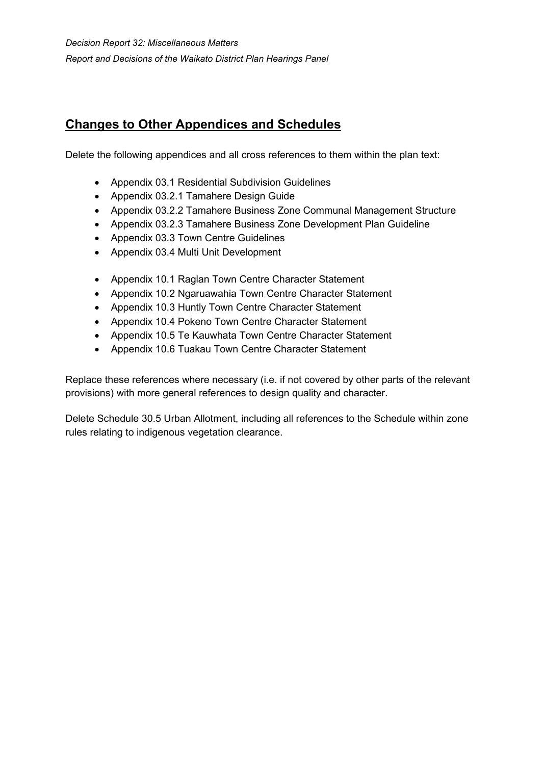## Changes to Other Appendices and Schedules

Delete the following appendices and all cross references to them within the plan text:

- Appendix 03.1 Residential Subdivision Guidelines
- Appendix 03.2.1 Tamahere Design Guide
- Appendix 03.2.2 Tamahere Business Zone Communal Management Structure
- Appendix 03.2.3 Tamahere Business Zone Development Plan Guideline
- Appendix 03.3 Town Centre Guidelines
- Appendix 03.4 Multi Unit Development

- Appendix 10.1 Raglan Town Centre Character Statement
- Appendix 10.2 Ngaruawahia Town Centre Character Statement
- Appendix 10.3 Huntly Town Centre Character Statement
- Appendix 10.4 Pokeno Town Centre Character Statement
- Appendix 10.5 Te Kauwhata Town Centre Character Statement
- Appendix 10.6 Tuakau Town Centre Character Statement

Replace these references where necessary (i.e. if not covered by other parts of the relevant provisions) with more general references to design quality and character.

Delete Schedule 30.5 Urban Allotment, including all references to the Schedule within zone rules relating to indigenous vegetation clearance.